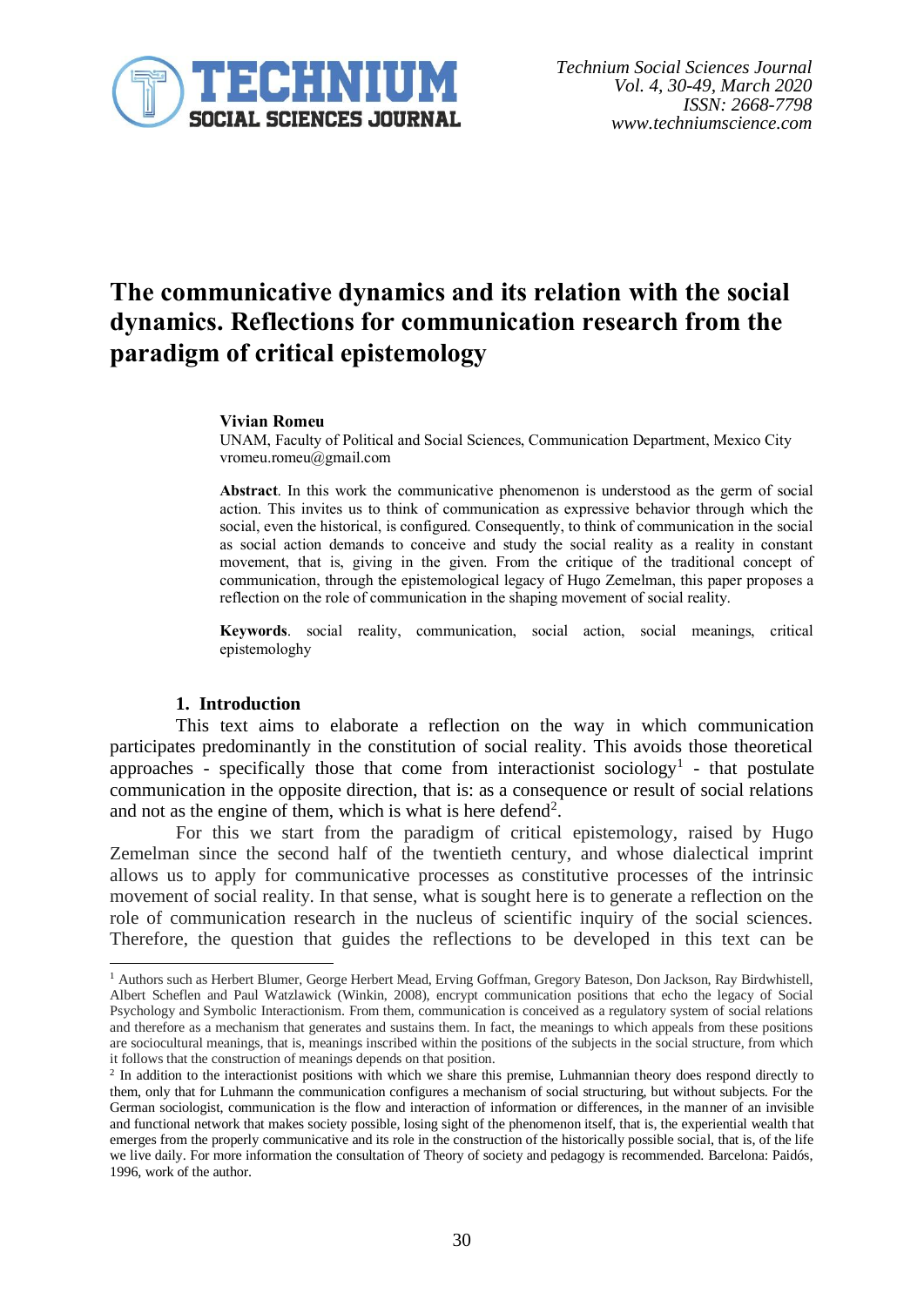# The communicative dynamics and its relation with the social dynamics. Reflections for communication research from the paradigm of critical epistemology

**Vivian Romeu**
UNAM, Faculty of Political and Social Sciences, Communication Department, Mexico City
vromeu.romeu@gmail.com

**Abstract**. In this work the communicative phenomenon is understood as the germ of social action. This invites us to think of communication as expressive behavior through which the social, even the historical, is configured. Consequently, to think of communication in the social as social action demands to conceive and study the social reality as a reality in constant movement, that is, giving in the given. From the critique of the traditional concept of communication, through the epistemological legacy of Hugo Zemelman, this paper proposes a reflection on the role of communication in the shaping movement of social reality.

**Keywords**. social reality, communication, social action, social meanings, critical epistemologhy

## 1. Introduction

This text aims to elaborate a reflection on the way in which communication participates predominantly in the constitution of social reality. This avoids those theoretical approaches - specifically those that come from interactionist sociology[1] - that postulate communication in the opposite direction, that is: as a consequence or result of social relations and not as the engine of them, which is what is here defend[2].

For this we start from the paradigm of critical epistemology, raised by Hugo Zemelman since the second half of the twentieth century, and whose dialectical imprint allows us to apply for communicative processes as constitutive processes of the intrinsic movement of social reality. In that sense, what is sought here is to generate a reflection on the role of communication research in the nucleus of scientific inquiry of the social sciences. Therefore, the question that guides the reflections to be developed in this text can be

---

[1] Authors such as Herbert Blumer, George Herbert Mead, Erving Goffman, Gregory Bateson, Don Jackson, Ray Birdwhistell, Albert Scheflen and Paul Watzlawick (Winkin, 2008), encrypt communication positions that echo the legacy of Social Psychology and Symbolic Interactionism. From them, communication is conceived as a regulatory system of social relations and therefore as a mechanism that generates and sustains them. In fact, the meanings to which appeals from these positions are sociocultural meanings, that is, meanings inscribed within the positions of the subjects in the social structure, from which it follows that the construction of meanings depends on that position.

[2] In addition to the interactionist positions with which we share this premise, Luhmannian theory does respond directly to them, only that for Luhmann the communication configures a mechanism of social structuring, but without subjects. For the German sociologist, communication is the flow and interaction of information or differences, in the manner of an invisible and functional network that makes society possible, losing sight of the phenomenon itself, that is, the experiential wealth that emerges from the properly communicative and its role in the construction of the historically possible social, that is, of the life we live daily. For more information the consultation of Theory of society and pedagogy is recommended. Barcelona: Paidós, 1996, work of the author.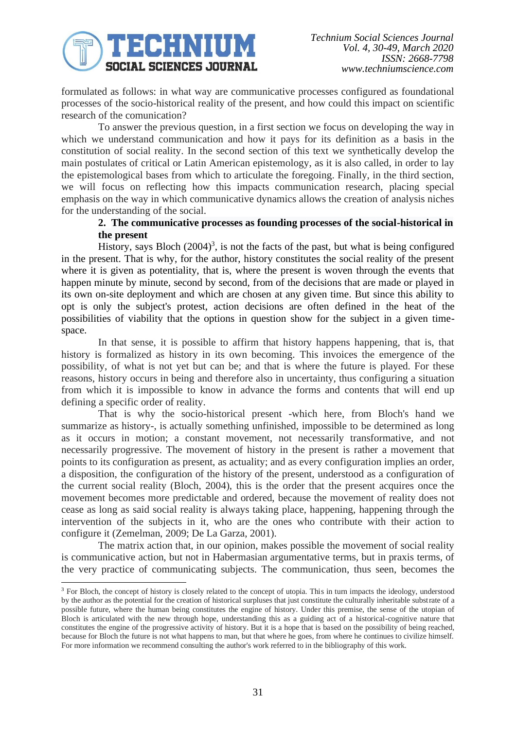formulated as follows: in what way are communicative processes configured as foundational processes of the socio-historical reality of the present, and how could this impact on scientific research of the comunication?

To answer the previous question, in a first section we focus on developing the way in which we understand communication and how it pays for its definition as a basis in the constitution of social reality. In the second section of this text we synthetically develop the main postulates of critical or Latin American epistemology, as it is also called, in order to lay the epistemological bases from which to articulate the foregoing. Finally, in the third section, we will focus on reflecting how this impacts communication research, placing special emphasis on the way in which communicative dynamics allows the creation of analysis niches for the understanding of the social.

## 2. The communicative processes as founding processes of the social-historical in the present

History, says Bloch (2004)[3], is not the facts of the past, but what is being configured in the present. That is why, for the author, history constitutes the social reality of the present where it is given as potentiality, that is, where the present is woven through the events that happen minute by minute, second by second, from of the decisions that are made or played in its own on-site deployment and which are chosen at any given time. But since this ability to opt is only the subject's protest, action decisions are often defined in the heat of the possibilities of viability that the options in question show for the subject in a given time-space.

In that sense, it is possible to affirm that history happens happening, that is, that history is formalized as history in its own becoming. This invoices the emergence of the possibility, of what is not yet but can be; and that is where the future is played. For these reasons, history occurs in being and therefore also in uncertainty, thus configuring a situation from which it is impossible to know in advance the forms and contents that will end up defining a specific order of reality.

That is why the socio-historical present -which here, from Bloch's hand we summarize as history-, is actually something unfinished, impossible to be determined as long as it occurs in motion; a constant movement, not necessarily transformative, and not necessarily progressive. The movement of history in the present is rather a movement that points to its configuration as present, as actuality; and as every configuration implies an order, a disposition, the configuration of the history of the present, understood as a configuration of the current social reality (Bloch, 2004), this is the order that the present acquires once the movement becomes more predictable and ordered, because the movement of reality does not cease as long as said social reality is always taking place, happening, happening through the intervention of the subjects in it, who are the ones who contribute with their action to configure it (Zemelman, 2009; De La Garza, 2001).

The matrix action that, in our opinion, makes possible the movement of social reality is communicative action, but not in Habermasian argumentative terms, but in praxis terms, of the very practice of communicating subjects. The communication, thus seen, becomes the

[3] For Bloch, the concept of history is closely related to the concept of utopia. This in turn impacts the ideology, understood by the author as the potential for the creation of historical surpluses that just constitute the culturally inheritable substrate of a possible future, where the human being constitutes the engine of history. Under this premise, the sense of the utopian of Bloch is articulated with the new through hope, understanding this as a guiding act of a historical-cognitive nature that constitutes the engine of the progressive activity of history. But it is a hope that is based on the possibility of being reached, because for Bloch the future is not what happens to man, but that where he goes, from where he continues to civilize himself. For more information we recommend consulting the author's work referred to in the bibliography of this work.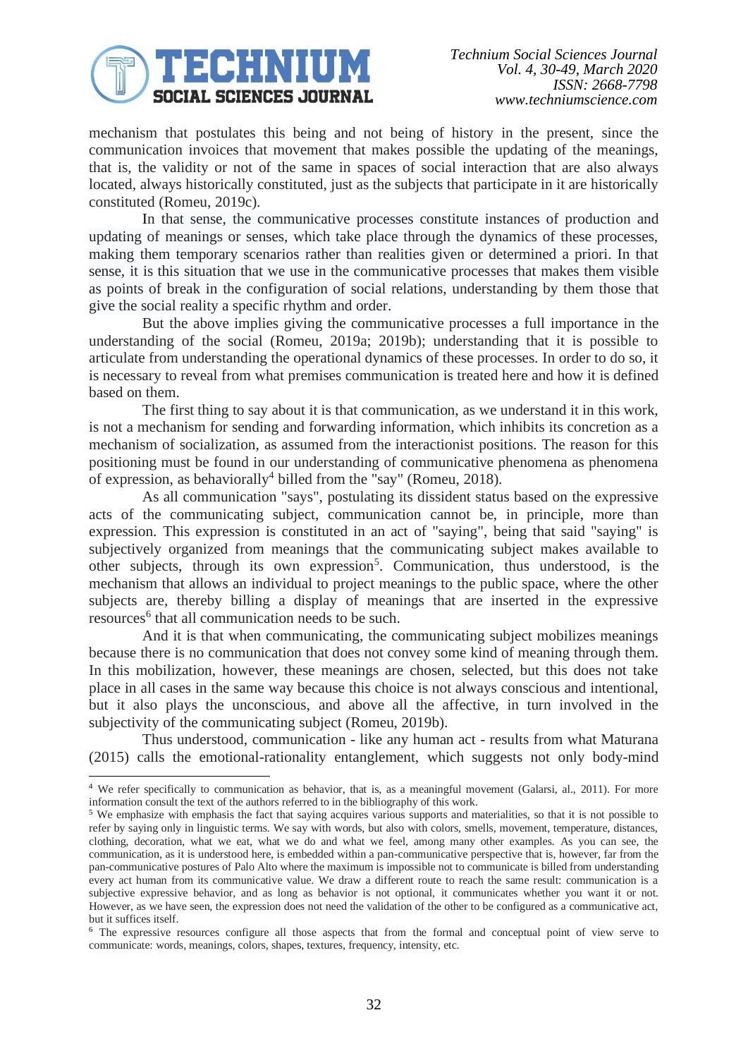mechanism that postulates this being and not being of history in the present, since the communication invoices that movement that makes possible the updating of the meanings, that is, the validity or not of the same in spaces of social interaction that are also always located, always historically constituted, just as the subjects that participate in it are historically constituted (Romeu, 2019c).

In that sense, the communicative processes constitute instances of production and updating of meanings or senses, which take place through the dynamics of these processes, making them temporary scenarios rather than realities given or determined a priori. In that sense, it is this situation that we use in the communicative processes that makes them visible as points of break in the configuration of social relations, understanding by them those that give the social reality a specific rhythm and order.

But the above implies giving the communicative processes a full importance in the understanding of the social (Romeu, 2019a; 2019b); understanding that it is possible to articulate from understanding the operational dynamics of these processes. In order to do so, it is necessary to reveal from what premises communication is treated here and how it is defined based on them.

The first thing to say about it is that communication, as we understand it in this work, is not a mechanism for sending and forwarding information, which inhibits its concretion as a mechanism of socialization, as assumed from the interactionist positions. The reason for this positioning must be found in our understanding of communicative phenomena as phenomena of expression, as behaviorally[4] billed from the "say" (Romeu, 2018).

As all communication "says", postulating its dissident status based on the expressive acts of the communicating subject, communication cannot be, in principle, more than expression. This expression is constituted in an act of "saying", being that said "saying" is subjectively organized from meanings that the communicating subject makes available to other subjects, through its own expression[5]. Communication, thus understood, is the mechanism that allows an individual to project meanings to the public space, where the other subjects are, thereby billing a display of meanings that are inserted in the expressive resources[6] that all communication needs to be such.

And it is that when communicating, the communicating subject mobilizes meanings because there is no communication that does not convey some kind of meaning through them. In this mobilization, however, these meanings are chosen, selected, but this does not take place in all cases in the same way because this choice is not always conscious and intentional, but it also plays the unconscious, and above all the affective, in turn involved in the subjectivity of the communicating subject (Romeu, 2019b).

Thus understood, communication - like any human act - results from what Maturana (2015) calls the emotional-rationality entanglement, which suggests not only body-mind

---

[4] We refer specifically to communication as behavior, that is, as a meaningful movement (Galarsi, al., 2011). For more information consult the text of the authors referred to in the bibliography of this work.

[5] We emphasize with emphasis the fact that saying acquires various supports and materialities, so that it is not possible to refer by saying only in linguistic terms. We say with words, but also with colors, smells, movement, temperature, distances, clothing, decoration, what we eat, what we do and what we feel, among many other examples. As you can see, the communication, as it is understood here, is embedded within a pan-communicative perspective that is, however, far from the pan-communicative postures of Palo Alto where the maximum is impossible not to communicate is billed from understanding every act human from its communicative value. We draw a different route to reach the same result: communication is a subjective expressive behavior, and as long as behavior is not optional, it communicates whether you want it or not. However, as we have seen, the expression does not need the validation of the other to be configured as a communicative act, but it suffices itself.

[6] The expressive resources configure all those aspects that from the formal and conceptual point of view serve to communicate: words, meanings, colors, shapes, textures, frequency, intensity, etc.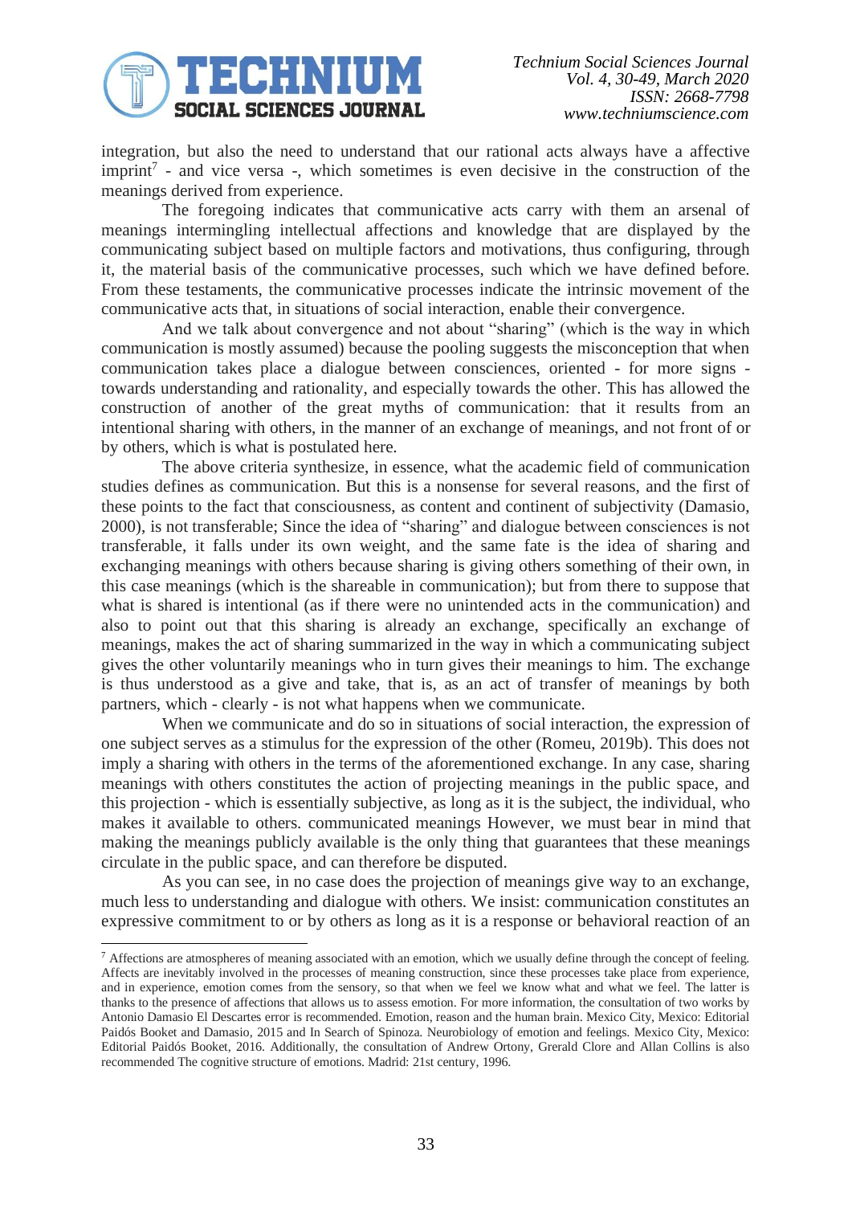integration, but also the need to understand that our rational acts always have a affective imprint[7] - and vice versa -, which sometimes is even decisive in the construction of the meanings derived from experience.

The foregoing indicates that communicative acts carry with them an arsenal of meanings intermingling intellectual affections and knowledge that are displayed by the communicating subject based on multiple factors and motivations, thus configuring, through it, the material basis of the communicative processes, such which we have defined before. From these testaments, the communicative processes indicate the intrinsic movement of the communicative acts that, in situations of social interaction, enable their convergence.

And we talk about convergence and not about "sharing" (which is the way in which communication is mostly assumed) because the pooling suggests the misconception that when communication takes place a dialogue between consciences, oriented - for more signs - towards understanding and rationality, and especially towards the other. This has allowed the construction of another of the great myths of communication: that it results from an intentional sharing with others, in the manner of an exchange of meanings, and not front of or by others, which is what is postulated here.

The above criteria synthesize, in essence, what the academic field of communication studies defines as communication. But this is a nonsense for several reasons, and the first of these points to the fact that consciousness, as content and continent of subjectivity (Damasio, 2000), is not transferable; Since the idea of "sharing" and dialogue between consciences is not transferable, it falls under its own weight, and the same fate is the idea of sharing and exchanging meanings with others because sharing is giving others something of their own, in this case meanings (which is the shareable in communication); but from there to suppose that what is shared is intentional (as if there were no unintended acts in the communication) and also to point out that this sharing is already an exchange, specifically an exchange of meanings, makes the act of sharing summarized in the way in which a communicating subject gives the other voluntarily meanings who in turn gives their meanings to him. The exchange is thus understood as a give and take, that is, as an act of transfer of meanings by both partners, which - clearly - is not what happens when we communicate.

When we communicate and do so in situations of social interaction, the expression of one subject serves as a stimulus for the expression of the other (Romeu, 2019b). This does not imply a sharing with others in the terms of the aforementioned exchange. In any case, sharing meanings with others constitutes the action of projecting meanings in the public space, and this projection - which is essentially subjective, as long as it is the subject, the individual, who makes it available to others. communicated meanings However, we must bear in mind that making the meanings publicly available is the only thing that guarantees that these meanings circulate in the public space, and can therefore be disputed.

As you can see, in no case does the projection of meanings give way to an exchange, much less to understanding and dialogue with others. We insist: communication constitutes an expressive commitment to or by others as long as it is a response or behavioral reaction of an

---

[7] Affections are atmospheres of meaning associated with an emotion, which we usually define through the concept of feeling. Affects are inevitably involved in the processes of meaning construction, since these processes take place from experience, and in experience, emotion comes from the sensory, so that when we feel we know what and what we feel. The latter is thanks to the presence of affections that allows us to assess emotion. For more information, the consultation of two works by Antonio Damasio El Descartes error is recommended. Emotion, reason and the human brain. Mexico City, Mexico: Editorial Paidós Booket and Damasio, 2015 and In Search of Spinoza. Neurobiology of emotion and feelings. Mexico City, Mexico: Editorial Paidós Booket, 2016. Additionally, the consultation of Andrew Ortony, Grerald Clore and Allan Collins is also recommended The cognitive structure of emotions. Madrid: 21st century, 1996.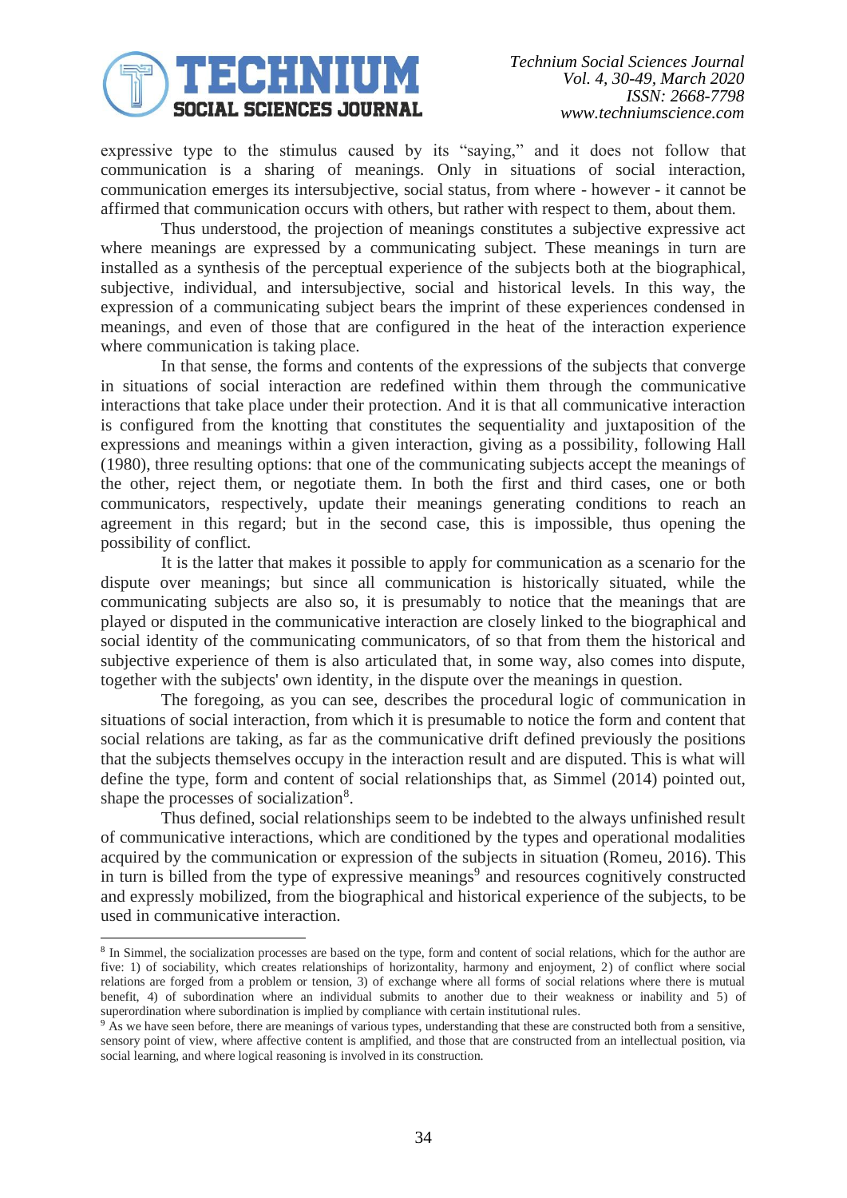expressive type to the stimulus caused by its "saying," and it does not follow that communication is a sharing of meanings. Only in situations of social interaction, communication emerges its intersubjective, social status, from where - however - it cannot be affirmed that communication occurs with others, but rather with respect to them, about them.

Thus understood, the projection of meanings constitutes a subjective expressive act where meanings are expressed by a communicating subject. These meanings in turn are installed as a synthesis of the perceptual experience of the subjects both at the biographical, subjective, individual, and intersubjective, social and historical levels. In this way, the expression of a communicating subject bears the imprint of these experiences condensed in meanings, and even of those that are configured in the heat of the interaction experience where communication is taking place.

In that sense, the forms and contents of the expressions of the subjects that converge in situations of social interaction are redefined within them through the communicative interactions that take place under their protection. And it is that all communicative interaction is configured from the knotting that constitutes the sequentiality and juxtaposition of the expressions and meanings within a given interaction, giving as a possibility, following Hall (1980), three resulting options: that one of the communicating subjects accept the meanings of the other, reject them, or negotiate them. In both the first and third cases, one or both communicators, respectively, update their meanings generating conditions to reach an agreement in this regard; but in the second case, this is impossible, thus opening the possibility of conflict.

It is the latter that makes it possible to apply for communication as a scenario for the dispute over meanings; but since all communication is historically situated, while the communicating subjects are also so, it is presumably to notice that the meanings that are played or disputed in the communicative interaction are closely linked to the biographical and social identity of the communicating communicators, of so that from them the historical and subjective experience of them is also articulated that, in some way, also comes into dispute, together with the subjects' own identity, in the dispute over the meanings in question.

The foregoing, as you can see, describes the procedural logic of communication in situations of social interaction, from which it is presumable to notice the form and content that social relations are taking, as far as the communicative drift defined previously the positions that the subjects themselves occupy in the interaction result and are disputed. This is what will define the type, form and content of social relationships that, as Simmel (2014) pointed out, shape the processes of socialization[8].

Thus defined, social relationships seem to be indebted to the always unfinished result of communicative interactions, which are conditioned by the types and operational modalities acquired by the communication or expression of the subjects in situation (Romeu, 2016). This in turn is billed from the type of expressive meanings[9] and resources cognitively constructed and expressly mobilized, from the biographical and historical experience of the subjects, to be used in communicative interaction.

---

[8] In Simmel, the socialization processes are based on the type, form and content of social relations, which for the author are five: 1) of sociability, which creates relationships of horizontality, harmony and enjoyment, 2) of conflict where social relations are forged from a problem or tension, 3) of exchange where all forms of social relations where there is mutual benefit, 4) of subordination where an individual submits to another due to their weakness or inability and 5) of superordination where subordination is implied by compliance with certain institutional rules.

[9] As we have seen before, there are meanings of various types, understanding that these are constructed both from a sensitive, sensory point of view, where affective content is amplified, and those that are constructed from an intellectual position, via social learning, and where logical reasoning is involved in its construction.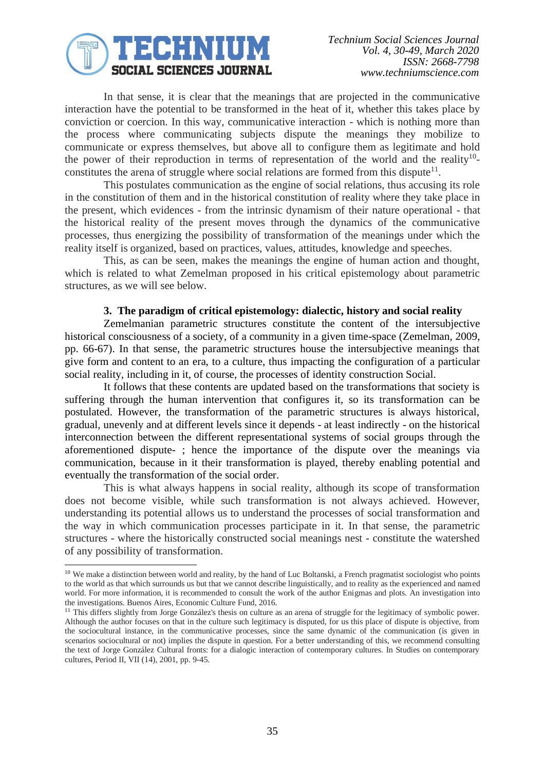In that sense, it is clear that the meanings that are projected in the communicative interaction have the potential to be transformed in the heat of it, whether this takes place by conviction or coercion. In this way, communicative interaction - which is nothing more than the process where communicating subjects dispute the meanings they mobilize to communicate or express themselves, but above all to configure them as legitimate and hold the power of their reproduction in terms of representation of the world and the reality[10]- constitutes the arena of struggle where social relations are formed from this dispute[11].

This postulates communication as the engine of social relations, thus accusing its role in the constitution of them and in the historical constitution of reality where they take place in the present, which evidences - from the intrinsic dynamism of their nature operational - that the historical reality of the present moves through the dynamics of the communicative processes, thus energizing the possibility of transformation of the meanings under which the reality itself is organized, based on practices, values, attitudes, knowledge and speeches.

This, as can be seen, makes the meanings the engine of human action and thought, which is related to what Zemelman proposed in his critical epistemology about parametric structures, as we will see below.

## 3. The paradigm of critical epistemology: dialectic, history and social reality

Zemelmanian parametric structures constitute the content of the intersubjective historical consciousness of a society, of a community in a given time-space (Zemelman, 2009, pp. 66-67). In that sense, the parametric structures house the intersubjective meanings that give form and content to an era, to a culture, thus impacting the configuration of a particular social reality, including in it, of course, the processes of identity construction Social.

It follows that these contents are updated based on the transformations that society is suffering through the human intervention that configures it, so its transformation can be postulated. However, the transformation of the parametric structures is always historical, gradual, unevenly and at different levels since it depends - at least indirectly - on the historical interconnection between the different representational systems of social groups through the aforementioned dispute- ; hence the importance of the dispute over the meanings via communication, because in it their transformation is played, thereby enabling potential and eventually the transformation of the social order.

This is what always happens in social reality, although its scope of transformation does not become visible, while such transformation is not always achieved. However, understanding its potential allows us to understand the processes of social transformation and the way in which communication processes participate in it. In that sense, the parametric structures - where the historically constructed social meanings nest - constitute the watershed of any possibility of transformation.

---

[10] We make a distinction between world and reality, by the hand of Luc Boltanski, a French pragmatist sociologist who points to the world as that which surrounds us but that we cannot describe linguistically, and to reality as the experienced and named world. For more information, it is recommended to consult the work of the author Enigmas and plots. An investigation into the investigations. Buenos Aires, Economic Culture Fund, 2016.

[11] This differs slightly from Jorge González's thesis on culture as an arena of struggle for the legitimacy of symbolic power. Although the author focuses on that in the culture such legitimacy is disputed, for us this place of dispute is objective, from the sociocultural instance, in the communicative processes, since the same dynamic of the communication (is given in scenarios sociocultural or not) implies the dispute in question. For a better understanding of this, we recommend consulting the text of Jorge González Cultural fronts: for a dialogic interaction of contemporary cultures. In Studies on contemporary cultures, Period II, VII (14), 2001, pp. 9-45.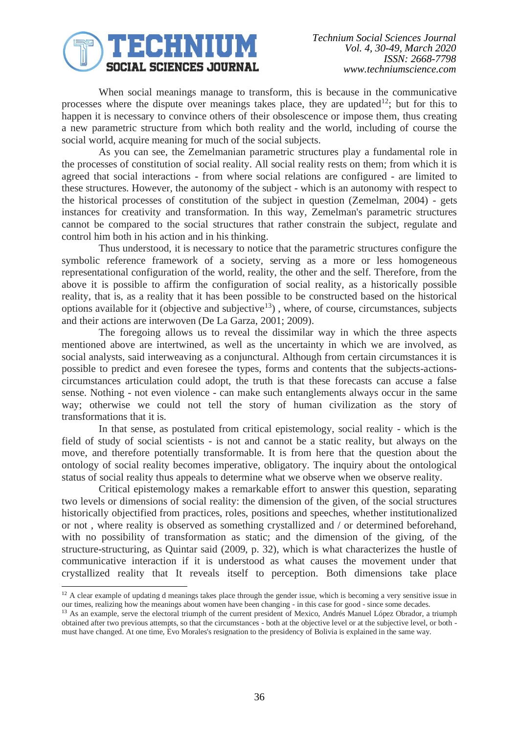When social meanings manage to transform, this is because in the communicative processes where the dispute over meanings takes place, they are updated[12]; but for this to happen it is necessary to convince others of their obsolescence or impose them, thus creating a new parametric structure from which both reality and the world, including of course the social world, acquire meaning for much of the social subjects.

As you can see, the Zemelmanian parametric structures play a fundamental role in the processes of constitution of social reality. All social reality rests on them; from which it is agreed that social interactions - from where social relations are configured - are limited to these structures. However, the autonomy of the subject - which is an autonomy with respect to the historical processes of constitution of the subject in question (Zemelman, 2004) - gets instances for creativity and transformation. In this way, Zemelman's parametric structures cannot be compared to the social structures that rather constrain the subject, regulate and control him both in his action and in his thinking.

Thus understood, it is necessary to notice that the parametric structures configure the symbolic reference framework of a society, serving as a more or less homogeneous representational configuration of the world, reality, the other and the self. Therefore, from the above it is possible to affirm the configuration of social reality, as a historically possible reality, that is, as a reality that it has been possible to be constructed based on the historical options available for it (objective and subjective[13]) , where, of course, circumstances, subjects and their actions are interwoven (De La Garza, 2001; 2009).

The foregoing allows us to reveal the dissimilar way in which the three aspects mentioned above are intertwined, as well as the uncertainty in which we are involved, as social analysts, said interweaving as a conjunctural. Although from certain circumstances it is possible to predict and even foresee the types, forms and contents that the subjects-actions-circumstances articulation could adopt, the truth is that these forecasts can accuse a false sense. Nothing - not even violence - can make such entanglements always occur in the same way; otherwise we could not tell the story of human civilization as the story of transformations that it is.

In that sense, as postulated from critical epistemology, social reality - which is the field of study of social scientists - is not and cannot be a static reality, but always on the move, and therefore potentially transformable. It is from here that the question about the ontology of social reality becomes imperative, obligatory. The inquiry about the ontological status of social reality thus appeals to determine what we observe when we observe reality.

Critical epistemology makes a remarkable effort to answer this question, separating two levels or dimensions of social reality: the dimension of the given, of the social structures historically objectified from practices, roles, positions and speeches, whether institutionalized or not , where reality is observed as something crystallized and / or determined beforehand, with no possibility of transformation as static; and the dimension of the giving, of the structure-structuring, as Quintar said (2009, p. 32), which is what characterizes the hustle of communicative interaction if it is understood as what causes the movement under that crystallized reality that It reveals itself to perception. Both dimensions take place

---

[12] A clear example of updating d meanings takes place through the gender issue, which is becoming a very sensitive issue in our times, realizing how the meanings about women have been changing - in this case for good - since some decades.

[13] As an example, serve the electoral triumph of the current president of Mexico, Andrés Manuel López Obrador, a triumph obtained after two previous attempts, so that the circumstances - both at the objective level or at the subjective level, or both - must have changed. At one time, Evo Morales's resignation to the presidency of Bolivia is explained in the same way.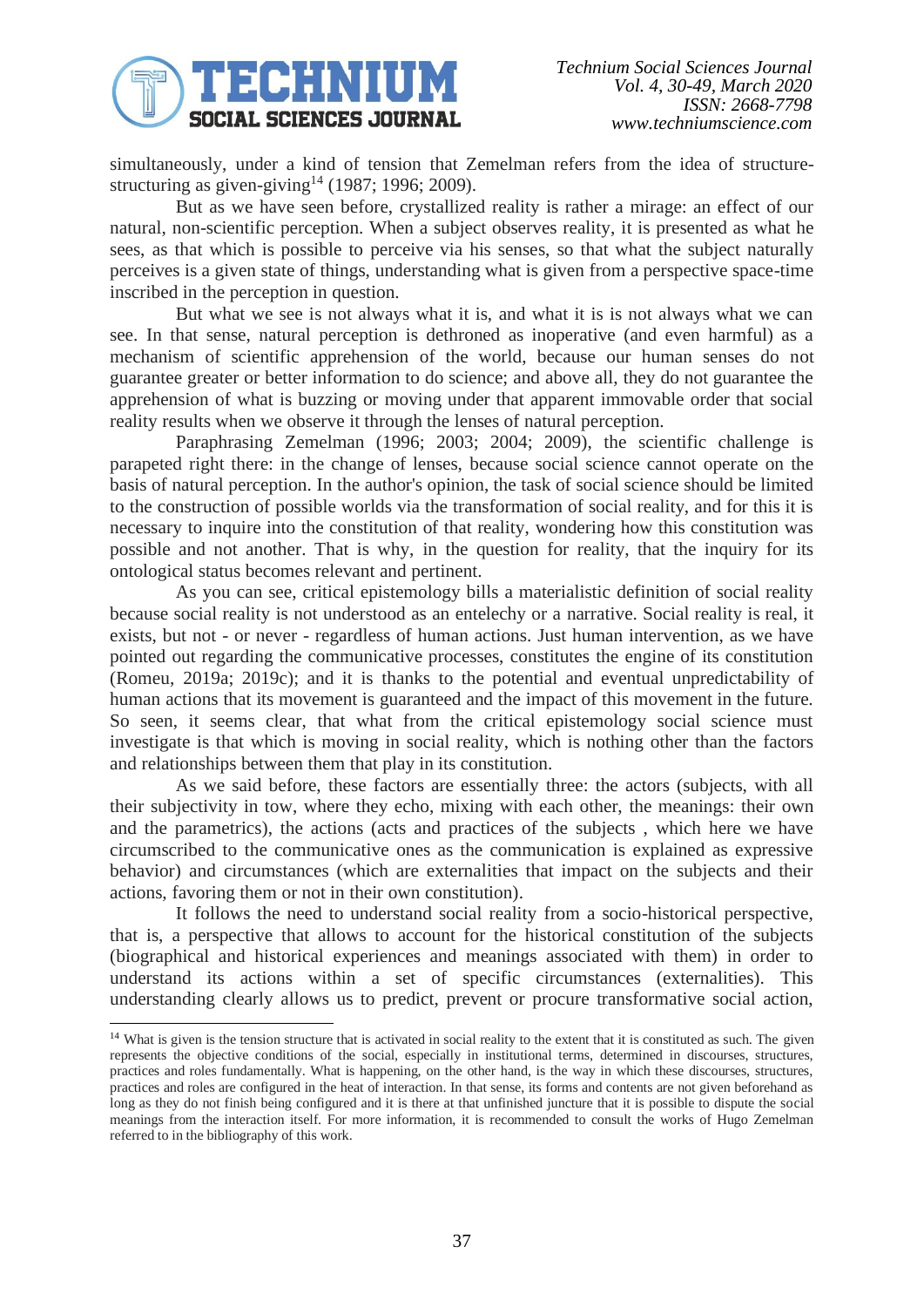simultaneously, under a kind of tension that Zemelman refers from the idea of structure-structuring as given-giving[14] (1987; 1996; 2009).

But as we have seen before, crystallized reality is rather a mirage: an effect of our natural, non-scientific perception. When a subject observes reality, it is presented as what he sees, as that which is possible to perceive via his senses, so that what the subject naturally perceives is a given state of things, understanding what is given from a perspective space-time inscribed in the perception in question.

But what we see is not always what it is, and what it is is not always what we can see. In that sense, natural perception is dethroned as inoperative (and even harmful) as a mechanism of scientific apprehension of the world, because our human senses do not guarantee greater or better information to do science; and above all, they do not guarantee the apprehension of what is buzzing or moving under that apparent immovable order that social reality results when we observe it through the lenses of natural perception.

Paraphrasing Zemelman (1996; 2003; 2004; 2009), the scientific challenge is parapeted right there: in the change of lenses, because social science cannot operate on the basis of natural perception. In the author's opinion, the task of social science should be limited to the construction of possible worlds via the transformation of social reality, and for this it is necessary to inquire into the constitution of that reality, wondering how this constitution was possible and not another. That is why, in the question for reality, that the inquiry for its ontological status becomes relevant and pertinent.

As you can see, critical epistemology bills a materialistic definition of social reality because social reality is not understood as an entelechy or a narrative. Social reality is real, it exists, but not - or never - regardless of human actions. Just human intervention, as we have pointed out regarding the communicative processes, constitutes the engine of its constitution (Romeu, 2019a; 2019c); and it is thanks to the potential and eventual unpredictability of human actions that its movement is guaranteed and the impact of this movement in the future. So seen, it seems clear, that what from the critical epistemology social science must investigate is that which is moving in social reality, which is nothing other than the factors and relationships between them that play in its constitution.

As we said before, these factors are essentially three: the actors (subjects, with all their subjectivity in tow, where they echo, mixing with each other, the meanings: their own and the parametrics), the actions (acts and practices of the subjects , which here we have circumscribed to the communicative ones as the communication is explained as expressive behavior) and circumstances (which are externalities that impact on the subjects and their actions, favoring them or not in their own constitution).

It follows the need to understand social reality from a socio-historical perspective, that is, a perspective that allows to account for the historical constitution of the subjects (biographical and historical experiences and meanings associated with them) in order to understand its actions within a set of specific circumstances (externalities). This understanding clearly allows us to predict, prevent or procure transformative social action,

---

[14] What is given is the tension structure that is activated in social reality to the extent that it is constituted as such. The given represents the objective conditions of the social, especially in institutional terms, determined in discourses, structures, practices and roles fundamentally. What is happening, on the other hand, is the way in which these discourses, structures, practices and roles are configured in the heat of interaction. In that sense, its forms and contents are not given beforehand as long as they do not finish being configured and it is there at that unfinished juncture that it is possible to dispute the social meanings from the interaction itself. For more information, it is recommended to consult the works of Hugo Zemelman referred to in the bibliography of this work.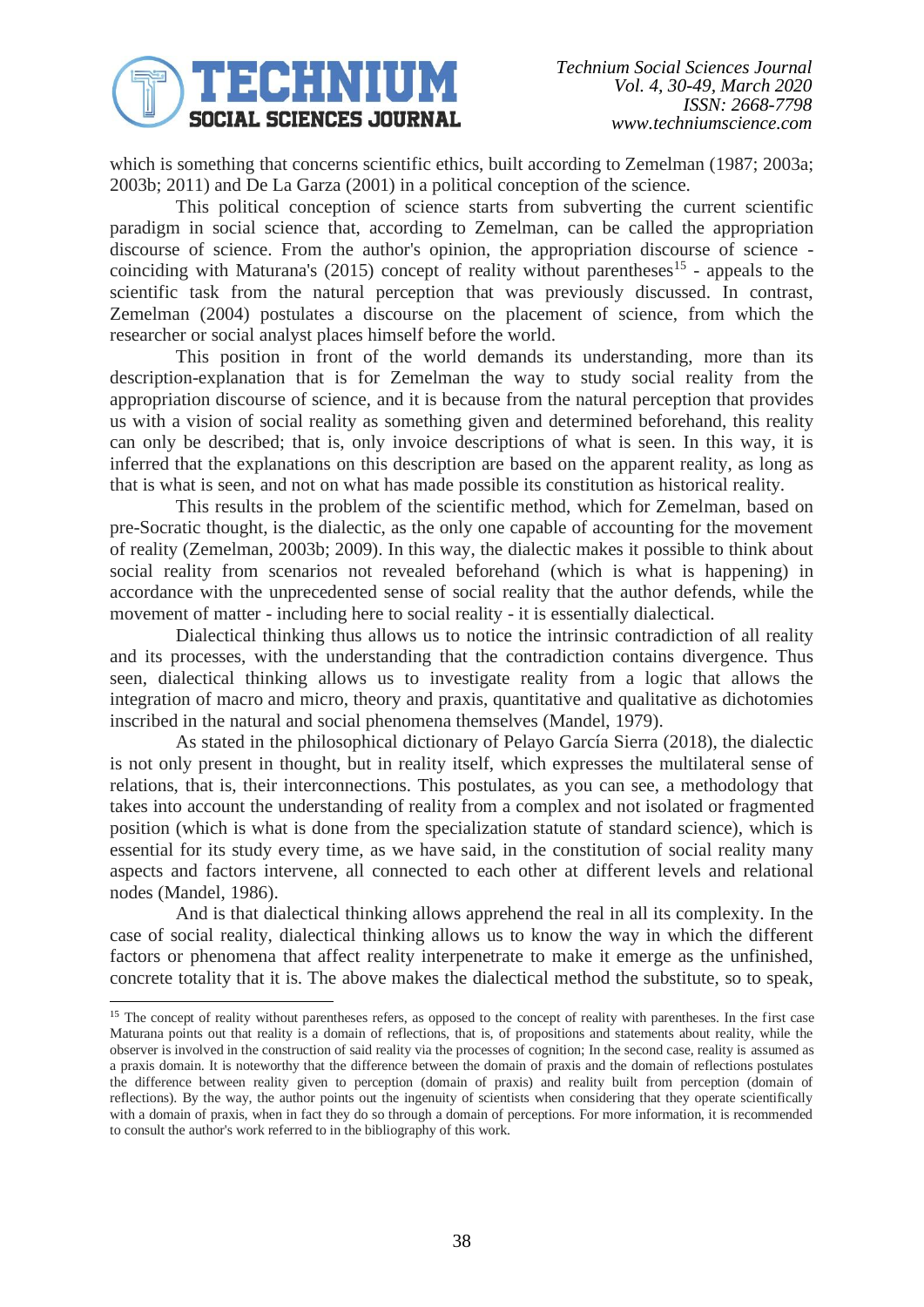which is something that concerns scientific ethics, built according to Zemelman (1987; 2003a; 2003b; 2011) and De La Garza (2001) in a political conception of the science.

This political conception of science starts from subverting the current scientific paradigm in social science that, according to Zemelman, can be called the appropriation discourse of science. From the author's opinion, the appropriation discourse of science - coinciding with Maturana's (2015) concept of reality without parentheses[15] - appeals to the scientific task from the natural perception that was previously discussed. In contrast, Zemelman (2004) postulates a discourse on the placement of science, from which the researcher or social analyst places himself before the world.

This position in front of the world demands its understanding, more than its description-explanation that is for Zemelman the way to study social reality from the appropriation discourse of science, and it is because from the natural perception that provides us with a vision of social reality as something given and determined beforehand, this reality can only be described; that is, only invoice descriptions of what is seen. In this way, it is inferred that the explanations on this description are based on the apparent reality, as long as that is what is seen, and not on what has made possible its constitution as historical reality.

This results in the problem of the scientific method, which for Zemelman, based on pre-Socratic thought, is the dialectic, as the only one capable of accounting for the movement of reality (Zemelman, 2003b; 2009). In this way, the dialectic makes it possible to think about social reality from scenarios not revealed beforehand (which is what is happening) in accordance with the unprecedented sense of social reality that the author defends, while the movement of matter - including here to social reality - it is essentially dialectical.

Dialectical thinking thus allows us to notice the intrinsic contradiction of all reality and its processes, with the understanding that the contradiction contains divergence. Thus seen, dialectical thinking allows us to investigate reality from a logic that allows the integration of macro and micro, theory and praxis, quantitative and qualitative as dichotomies inscribed in the natural and social phenomena themselves (Mandel, 1979).

As stated in the philosophical dictionary of Pelayo García Sierra (2018), the dialectic is not only present in thought, but in reality itself, which expresses the multilateral sense of relations, that is, their interconnections. This postulates, as you can see, a methodology that takes into account the understanding of reality from a complex and not isolated or fragmented position (which is what is done from the specialization statute of standard science), which is essential for its study every time, as we have said, in the constitution of social reality many aspects and factors intervene, all connected to each other at different levels and relational nodes (Mandel, 1986).

And is that dialectical thinking allows apprehend the real in all its complexity. In the case of social reality, dialectical thinking allows us to know the way in which the different factors or phenomena that affect reality interpenetrate to make it emerge as the unfinished, concrete totality that it is. The above makes the dialectical method the substitute, so to speak,

---

[15] The concept of reality without parentheses refers, as opposed to the concept of reality with parentheses. In the first case Maturana points out that reality is a domain of reflections, that is, of propositions and statements about reality, while the observer is involved in the construction of said reality via the processes of cognition; In the second case, reality is assumed as a praxis domain. It is noteworthy that the difference between the domain of praxis and the domain of reflections postulates the difference between reality given to perception (domain of praxis) and reality built from perception (domain of reflections). By the way, the author points out the ingenuity of scientists when considering that they operate scientifically with a domain of praxis, when in fact they do so through a domain of perceptions. For more information, it is recommended to consult the author's work referred to in the bibliography of this work.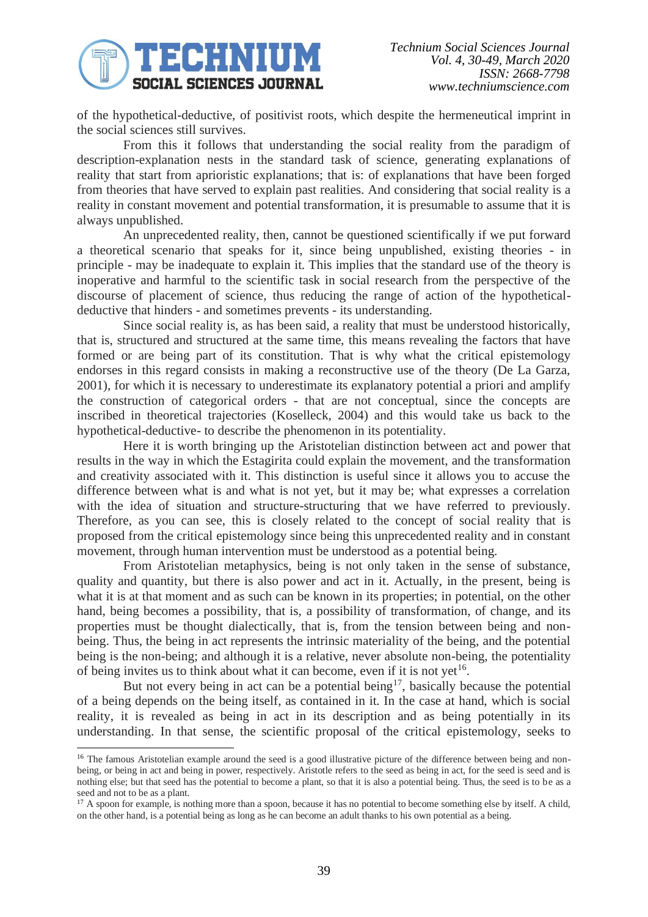of the hypothetical-deductive, of positivist roots, which despite the hermeneutical imprint in the social sciences still survives.

From this it follows that understanding the social reality from the paradigm of description-explanation nests in the standard task of science, generating explanations of reality that start from aprioristic explanations; that is: of explanations that have been forged from theories that have served to explain past realities. And considering that social reality is a reality in constant movement and potential transformation, it is presumable to assume that it is always unpublished.

An unprecedented reality, then, cannot be questioned scientifically if we put forward a theoretical scenario that speaks for it, since being unpublished, existing theories - in principle - may be inadequate to explain it. This implies that the standard use of the theory is inoperative and harmful to the scientific task in social research from the perspective of the discourse of placement of science, thus reducing the range of action of the hypothetical-deductive that hinders - and sometimes prevents - its understanding.

Since social reality is, as has been said, a reality that must be understood historically, that is, structured and structured at the same time, this means revealing the factors that have formed or are being part of its constitution. That is why what the critical epistemology endorses in this regard consists in making a reconstructive use of the theory (De La Garza, 2001), for which it is necessary to underestimate its explanatory potential a priori and amplify the construction of categorical orders - that are not conceptual, since the concepts are inscribed in theoretical trajectories (Koselleck, 2004) and this would take us back to the hypothetical-deductive- to describe the phenomenon in its potentiality.

Here it is worth bringing up the Aristotelian distinction between act and power that results in the way in which the Estagirita could explain the movement, and the transformation and creativity associated with it. This distinction is useful since it allows you to accuse the difference between what is and what is not yet, but it may be; what expresses a correlation with the idea of situation and structure-structuring that we have referred to previously. Therefore, as you can see, this is closely related to the concept of social reality that is proposed from the critical epistemology since being this unprecedented reality and in constant movement, through human intervention must be understood as a potential being.

From Aristotelian metaphysics, being is not only taken in the sense of substance, quality and quantity, but there is also power and act in it. Actually, in the present, being is what it is at that moment and as such can be known in its properties; in potential, on the other hand, being becomes a possibility, that is, a possibility of transformation, of change, and its properties must be thought dialectically, that is, from the tension between being and non-being. Thus, the being in act represents the intrinsic materiality of the being, and the potential being is the non-being; and although it is a relative, never absolute non-being, the potentiality of being invites us to think about what it can become, even if it is not yet[16].

But not every being in act can be a potential being[17], basically because the potential of a being depends on the being itself, as contained in it. In the case at hand, which is social reality, it is revealed as being in act in its description and as being potentially in its understanding. In that sense, the scientific proposal of the critical epistemology, seeks to

---

[16] The famous Aristotelian example around the seed is a good illustrative picture of the difference between being and non-being, or being in act and being in power, respectively. Aristotle refers to the seed as being in act, for the seed is seed and is nothing else; but that seed has the potential to become a plant, so that it is also a potential being. Thus, the seed is to be as a seed and not to be as a plant.

[17] A spoon for example, is nothing more than a spoon, because it has no potential to become something else by itself. A child, on the other hand, is a potential being as long as he can become an adult thanks to his own potential as a being.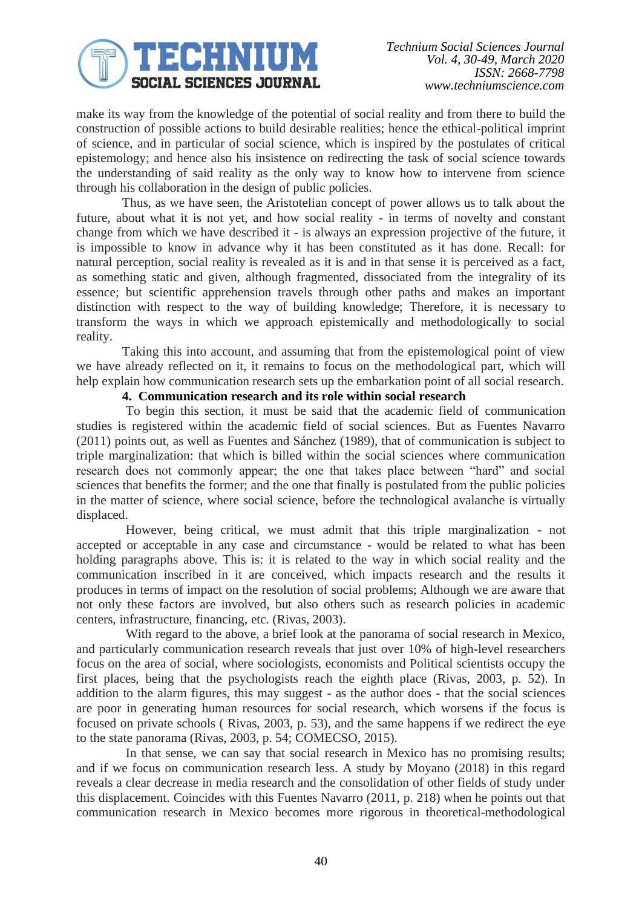make its way from the knowledge of the potential of social reality and from there to build the construction of possible actions to build desirable realities; hence the ethical-political imprint of science, and in particular of social science, which is inspired by the postulates of critical epistemology; and hence also his insistence on redirecting the task of social science towards the understanding of said reality as the only way to know how to intervene from science through his collaboration in the design of public policies.

Thus, as we have seen, the Aristotelian concept of power allows us to talk about the future, about what it is not yet, and how social reality - in terms of novelty and constant change from which we have described it - is always an expression projective of the future, it is impossible to know in advance why it has been constituted as it has done. Recall: for natural perception, social reality is revealed as it is and in that sense it is perceived as a fact, as something static and given, although fragmented, dissociated from the integrality of its essence; but scientific apprehension travels through other paths and makes an important distinction with respect to the way of building knowledge; Therefore, it is necessary to transform the ways in which we approach epistemically and methodologically to social reality.

Taking this into account, and assuming that from the epistemological point of view we have already reflected on it, it remains to focus on the methodological part, which will help explain how communication research sets up the embarkation point of all social research.

## 4. Communication research and its role within social research

To begin this section, it must be said that the academic field of communication studies is registered within the academic field of social sciences. But as Fuentes Navarro (2011) points out, as well as Fuentes and Sánchez (1989), that of communication is subject to triple marginalization: that which is billed within the social sciences where communication research does not commonly appear; the one that takes place between "hard" and social sciences that benefits the former; and the one that finally is postulated from the public policies in the matter of science, where social science, before the technological avalanche is virtually displaced.

However, being critical, we must admit that this triple marginalization - not accepted or acceptable in any case and circumstance - would be related to what has been holding paragraphs above. This is: it is related to the way in which social reality and the communication inscribed in it are conceived, which impacts research and the results it produces in terms of impact on the resolution of social problems; Although we are aware that not only these factors are involved, but also others such as research policies in academic centers, infrastructure, financing, etc. (Rivas, 2003).

With regard to the above, a brief look at the panorama of social research in Mexico, and particularly communication research reveals that just over 10% of high-level researchers focus on the area of social, where sociologists, economists and Political scientists occupy the first places, being that the psychologists reach the eighth place (Rivas, 2003, p. 52). In addition to the alarm figures, this may suggest - as the author does - that the social sciences are poor in generating human resources for social research, which worsens if the focus is focused on private schools ( Rivas, 2003, p. 53), and the same happens if we redirect the eye to the state panorama (Rivas, 2003, p. 54; COMECSO, 2015).

In that sense, we can say that social research in Mexico has no promising results; and if we focus on communication research less. A study by Moyano (2018) in this regard reveals a clear decrease in media research and the consolidation of other fields of study under this displacement. Coincides with this Fuentes Navarro (2011, p. 218) when he points out that communication research in Mexico becomes more rigorous in theoretical-methodological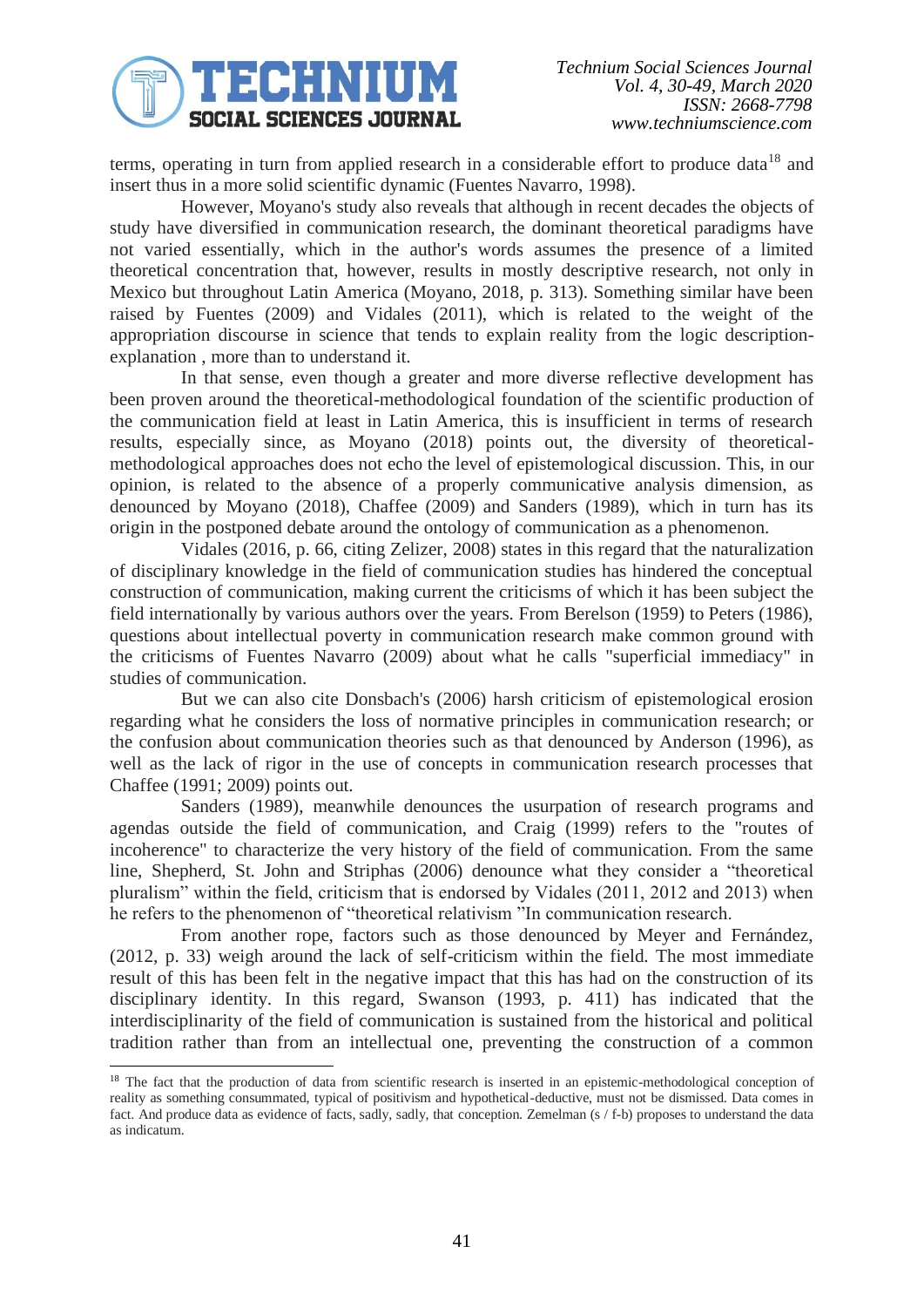terms, operating in turn from applied research in a considerable effort to produce data[18] and insert thus in a more solid scientific dynamic (Fuentes Navarro, 1998).

However, Moyano's study also reveals that although in recent decades the objects of study have diversified in communication research, the dominant theoretical paradigms have not varied essentially, which in the author's words assumes the presence of a limited theoretical concentration that, however, results in mostly descriptive research, not only in Mexico but throughout Latin America (Moyano, 2018, p. 313). Something similar have been raised by Fuentes (2009) and Vidales (2011), which is related to the weight of the appropriation discourse in science that tends to explain reality from the logic description-explanation , more than to understand it.

In that sense, even though a greater and more diverse reflective development has been proven around the theoretical-methodological foundation of the scientific production of the communication field at least in Latin America, this is insufficient in terms of research results, especially since, as Moyano (2018) points out, the diversity of theoretical-methodological approaches does not echo the level of epistemological discussion. This, in our opinion, is related to the absence of a properly communicative analysis dimension, as denounced by Moyano (2018), Chaffee (2009) and Sanders (1989), which in turn has its origin in the postponed debate around the ontology of communication as a phenomenon.

Vidales (2016, p. 66, citing Zelizer, 2008) states in this regard that the naturalization of disciplinary knowledge in the field of communication studies has hindered the conceptual construction of communication, making current the criticisms of which it has been subject the field internationally by various authors over the years. From Berelson (1959) to Peters (1986), questions about intellectual poverty in communication research make common ground with the criticisms of Fuentes Navarro (2009) about what he calls "superficial immediacy" in studies of communication.

But we can also cite Donsbach's (2006) harsh criticism of epistemological erosion regarding what he considers the loss of normative principles in communication research; or the confusion about communication theories such as that denounced by Anderson (1996), as well as the lack of rigor in the use of concepts in communication research processes that Chaffee (1991; 2009) points out.

Sanders (1989), meanwhile denounces the usurpation of research programs and agendas outside the field of communication, and Craig (1999) refers to the "routes of incoherence" to characterize the very history of the field of communication. From the same line, Shepherd, St. John and Striphas (2006) denounce what they consider a "theoretical pluralism" within the field, criticism that is endorsed by Vidales (2011, 2012 and 2013) when he refers to the phenomenon of "theoretical relativism "In communication research.

From another rope, factors such as those denounced by Meyer and Fernández, (2012, p. 33) weigh around the lack of self-criticism within the field. The most immediate result of this has been felt in the negative impact that this has had on the construction of its disciplinary identity. In this regard, Swanson (1993, p. 411) has indicated that the interdisciplinarity of the field of communication is sustained from the historical and political tradition rather than from an intellectual one, preventing the construction of a common

---

[18] The fact that the production of data from scientific research is inserted in an epistemic-methodological conception of reality as something consummated, typical of positivism and hypothetical-deductive, must not be dismissed. Data comes in fact. And produce data as evidence of facts, sadly, sadly, that conception. Zemelman (s / f-b) proposes to understand the data as indicatum.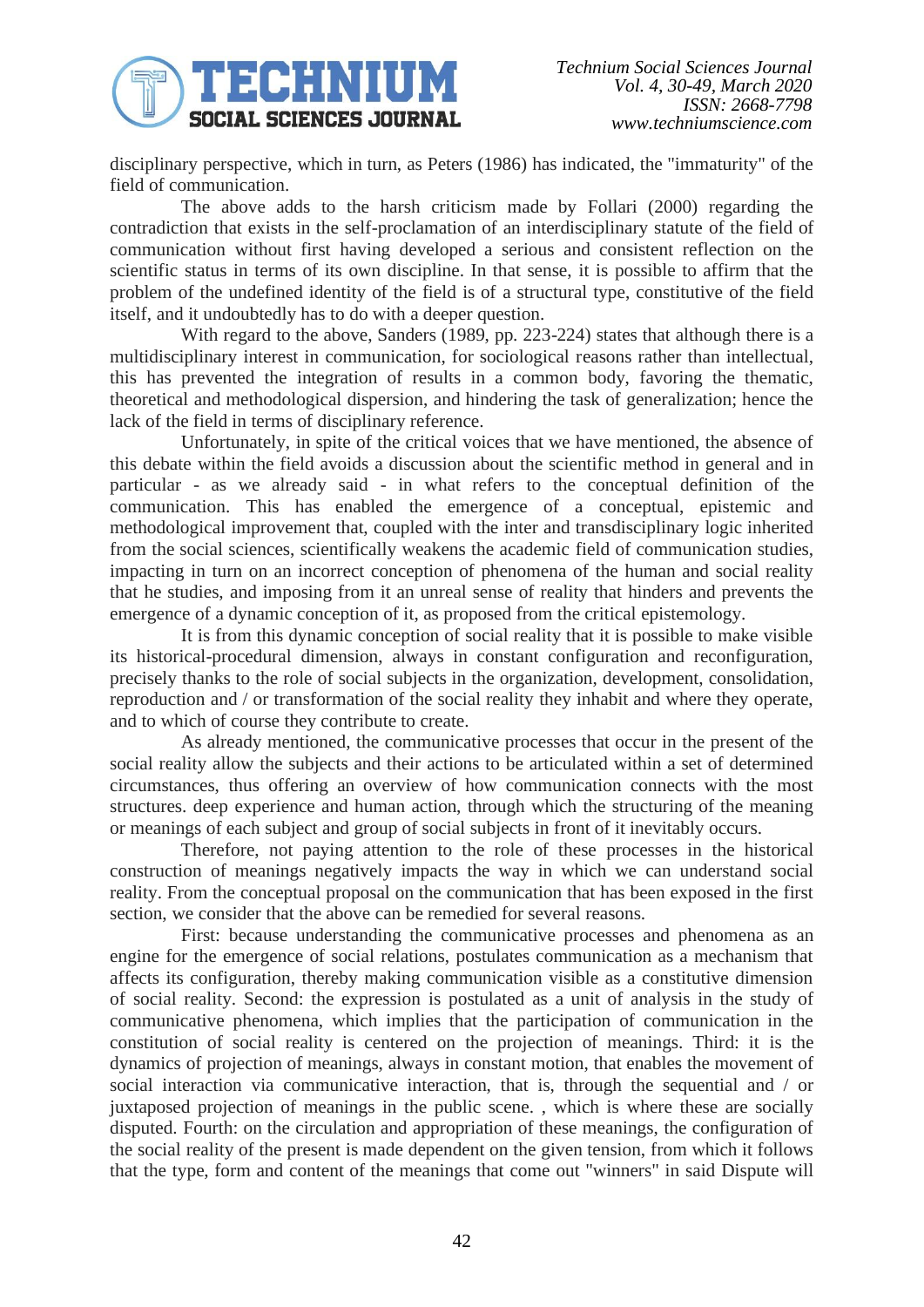disciplinary perspective, which in turn, as Peters (1986) has indicated, the "immaturity" of the field of communication.

The above adds to the harsh criticism made by Follari (2000) regarding the contradiction that exists in the self-proclamation of an interdisciplinary statute of the field of communication without first having developed a serious and consistent reflection on the scientific status in terms of its own discipline. In that sense, it is possible to affirm that the problem of the undefined identity of the field is of a structural type, constitutive of the field itself, and it undoubtedly has to do with a deeper question.

With regard to the above, Sanders (1989, pp. 223-224) states that although there is a multidisciplinary interest in communication, for sociological reasons rather than intellectual, this has prevented the integration of results in a common body, favoring the thematic, theoretical and methodological dispersion, and hindering the task of generalization; hence the lack of the field in terms of disciplinary reference.

Unfortunately, in spite of the critical voices that we have mentioned, the absence of this debate within the field avoids a discussion about the scientific method in general and in particular - as we already said - in what refers to the conceptual definition of the communication. This has enabled the emergence of a conceptual, epistemic and methodological improvement that, coupled with the inter and transdisciplinary logic inherited from the social sciences, scientifically weakens the academic field of communication studies, impacting in turn on an incorrect conception of phenomena of the human and social reality that he studies, and imposing from it an unreal sense of reality that hinders and prevents the emergence of a dynamic conception of it, as proposed from the critical epistemology.

It is from this dynamic conception of social reality that it is possible to make visible its historical-procedural dimension, always in constant configuration and reconfiguration, precisely thanks to the role of social subjects in the organization, development, consolidation, reproduction and / or transformation of the social reality they inhabit and where they operate, and to which of course they contribute to create.

As already mentioned, the communicative processes that occur in the present of the social reality allow the subjects and their actions to be articulated within a set of determined circumstances, thus offering an overview of how communication connects with the most structures. deep experience and human action, through which the structuring of the meaning or meanings of each subject and group of social subjects in front of it inevitably occurs.

Therefore, not paying attention to the role of these processes in the historical construction of meanings negatively impacts the way in which we can understand social reality. From the conceptual proposal on the communication that has been exposed in the first section, we consider that the above can be remedied for several reasons.

First: because understanding the communicative processes and phenomena as an engine for the emergence of social relations, postulates communication as a mechanism that affects its configuration, thereby making communication visible as a constitutive dimension of social reality. Second: the expression is postulated as a unit of analysis in the study of communicative phenomena, which implies that the participation of communication in the constitution of social reality is centered on the projection of meanings. Third: it is the dynamics of projection of meanings, always in constant motion, that enables the movement of social interaction via communicative interaction, that is, through the sequential and / or juxtaposed projection of meanings in the public scene. , which is where these are socially disputed. Fourth: on the circulation and appropriation of these meanings, the configuration of the social reality of the present is made dependent on the given tension, from which it follows that the type, form and content of the meanings that come out "winners" in said Dispute will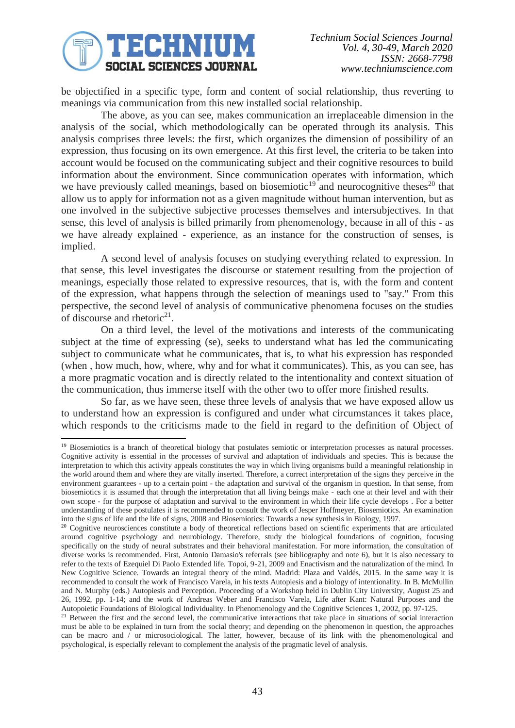be objectified in a specific type, form and content of social relationship, thus reverting to meanings via communication from this new installed social relationship.

The above, as you can see, makes communication an irreplaceable dimension in the analysis of the social, which methodologically can be operated through its analysis. This analysis comprises three levels: the first, which organizes the dimension of possibility of an expression, thus focusing on its own emergence. At this first level, the criteria to be taken into account would be focused on the communicating subject and their cognitive resources to build information about the environment. Since communication operates with information, which we have previously called meanings, based on biosemiotic[19] and neurocognitive theses[20] that allow us to apply for information not as a given magnitude without human intervention, but as one involved in the subjective subjective processes themselves and intersubjectives. In that sense, this level of analysis is billed primarily from phenomenology, because in all of this - as we have already explained - experience, as an instance for the construction of senses, is implied.

A second level of analysis focuses on studying everything related to expression. In that sense, this level investigates the discourse or statement resulting from the projection of meanings, especially those related to expressive resources, that is, with the form and content of the expression, what happens through the selection of meanings used to "say." From this perspective, the second level of analysis of communicative phenomena focuses on the studies of discourse and rhetoric[21].

On a third level, the level of the motivations and interests of the communicating subject at the time of expressing (se), seeks to understand what has led the communicating subject to communicate what he communicates, that is, to what his expression has responded (when , how much, how, where, why and for what it communicates). This, as you can see, has a more pragmatic vocation and is directly related to the intentionality and context situation of the communication, thus immerse itself with the other two to offer more finished results.

So far, as we have seen, these three levels of analysis that we have exposed allow us to understand how an expression is configured and under what circumstances it takes place, which responds to the criticisms made to the field in regard to the definition of Object of

---

[19] Biosemiotics is a branch of theoretical biology that postulates semiotic or interpretation processes as natural processes. Cognitive activity is essential in the processes of survival and adaptation of individuals and species. This is because the interpretation to which this activity appeals constitutes the way in which living organisms build a meaningful relationship in the world around them and where they are vitally inserted. Therefore, a correct interpretation of the signs they perceive in the environment guarantees - up to a certain point - the adaptation and survival of the organism in question. In that sense, from biosemiotics it is assumed that through the interpretation that all living beings make - each one at their level and with their own scope - for the purpose of adaptation and survival to the environment in which their life cycle develops . For a better understanding of these postulates it is recommended to consult the work of Jesper Hoffmeyer, Biosemiotics. An examination into the signs of life and the life of signs, 2008 and Biosemiotics: Towards a new synthesis in Biology, 1997.

[20] Cognitive neurosciences constitute a body of theoretical reflections based on scientific experiments that are articulated around cognitive psychology and neurobiology. Therefore, study the biological foundations of cognition, focusing specifically on the study of neural substrates and their behavioral manifestation. For more information, the consultation of diverse works is recommended. First, Antonio Damasio's referrals (see bibliography and note 6), but it is also necessary to refer to the texts of Ezequiel Di Paolo Extended life. Topoi, 9-21, 2009 and Enactivism and the naturalization of the mind. In New Cognitive Science. Towards an integral theory of the mind. Madrid: Plaza and Valdés, 2015. In the same way it is recommended to consult the work of Francisco Varela, in his texts Autopiesis and a biology of intentionality. In B. McMullin and N. Murphy (eds.) Autopiesis and Perception. Proceeding of a Workshop held in Dublin City University, August 25 and 26, 1992, pp. 1-14; and the work of Andreas Weber and Francisco Varela, Life after Kant: Natural Purposes and the Autopoietic Foundations of Biological Individuality. In Phenomenology and the Cognitive Sciences 1, 2002, pp. 97-125.

[21] Between the first and the second level, the communicative interactions that take place in situations of social interaction must be able to be explained in turn from the social theory; and depending on the phenomenon in question, the approaches can be macro and / or microsociological. The latter, however, because of its link with the phenomenological and psychological, is especially relevant to complement the analysis of the pragmatic level of analysis.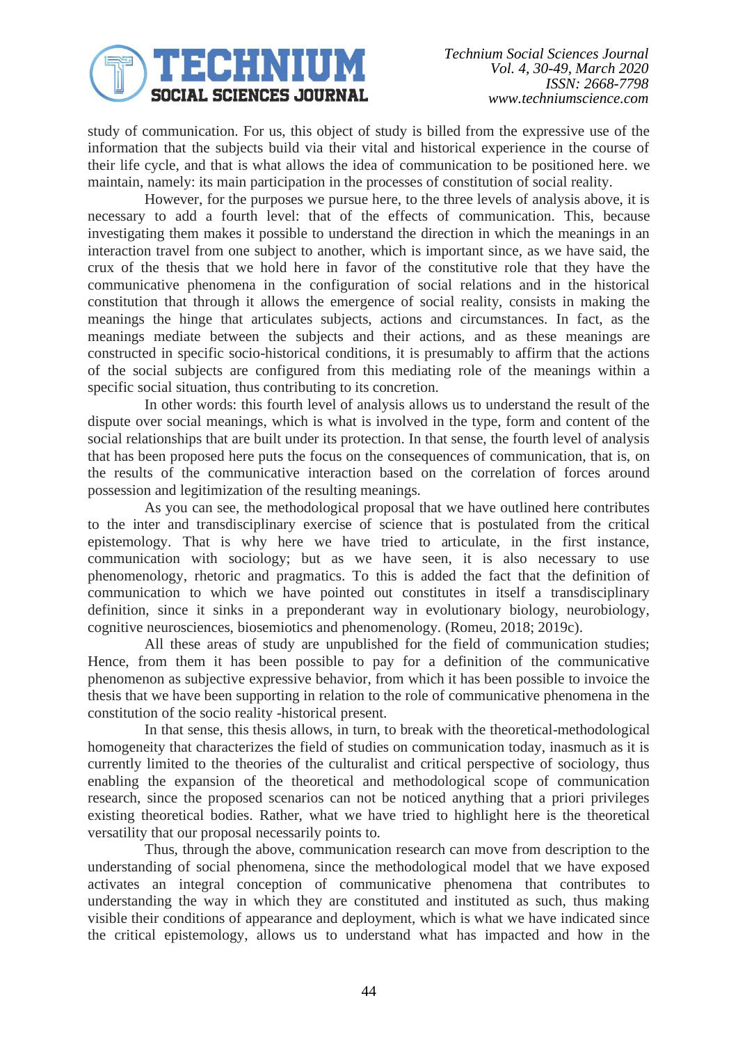study of communication. For us, this object of study is billed from the expressive use of the information that the subjects build via their vital and historical experience in the course of their life cycle, and that is what allows the idea of communication to be positioned here. we maintain, namely: its main participation in the processes of constitution of social reality.

However, for the purposes we pursue here, to the three levels of analysis above, it is necessary to add a fourth level: that of the effects of communication. This, because investigating them makes it possible to understand the direction in which the meanings in an interaction travel from one subject to another, which is important since, as we have said, the crux of the thesis that we hold here in favor of the constitutive role that they have the communicative phenomena in the configuration of social relations and in the historical constitution that through it allows the emergence of social reality, consists in making the meanings the hinge that articulates subjects, actions and circumstances. In fact, as the meanings mediate between the subjects and their actions, and as these meanings are constructed in specific socio-historical conditions, it is presumably to affirm that the actions of the social subjects are configured from this mediating role of the meanings within a specific social situation, thus contributing to its concretion.

In other words: this fourth level of analysis allows us to understand the result of the dispute over social meanings, which is what is involved in the type, form and content of the social relationships that are built under its protection. In that sense, the fourth level of analysis that has been proposed here puts the focus on the consequences of communication, that is, on the results of the communicative interaction based on the correlation of forces around possession and legitimization of the resulting meanings.

As you can see, the methodological proposal that we have outlined here contributes to the inter and transdisciplinary exercise of science that is postulated from the critical epistemology. That is why here we have tried to articulate, in the first instance, communication with sociology; but as we have seen, it is also necessary to use phenomenology, rhetoric and pragmatics. To this is added the fact that the definition of communication to which we have pointed out constitutes in itself a transdisciplinary definition, since it sinks in a preponderant way in evolutionary biology, neurobiology, cognitive neurosciences, biosemiotics and phenomenology. (Romeu, 2018; 2019c).

All these areas of study are unpublished for the field of communication studies; Hence, from them it has been possible to pay for a definition of the communicative phenomenon as subjective expressive behavior, from which it has been possible to invoice the thesis that we have been supporting in relation to the role of communicative phenomena in the constitution of the socio reality -historical present.

In that sense, this thesis allows, in turn, to break with the theoretical-methodological homogeneity that characterizes the field of studies on communication today, inasmuch as it is currently limited to the theories of the culturalist and critical perspective of sociology, thus enabling the expansion of the theoretical and methodological scope of communication research, since the proposed scenarios can not be noticed anything that a priori privileges existing theoretical bodies. Rather, what we have tried to highlight here is the theoretical versatility that our proposal necessarily points to.

Thus, through the above, communication research can move from description to the understanding of social phenomena, since the methodological model that we have exposed activates an integral conception of communicative phenomena that contributes to understanding the way in which they are constituted and instituted as such, thus making visible their conditions of appearance and deployment, which is what we have indicated since the critical epistemology, allows us to understand what has impacted and how in the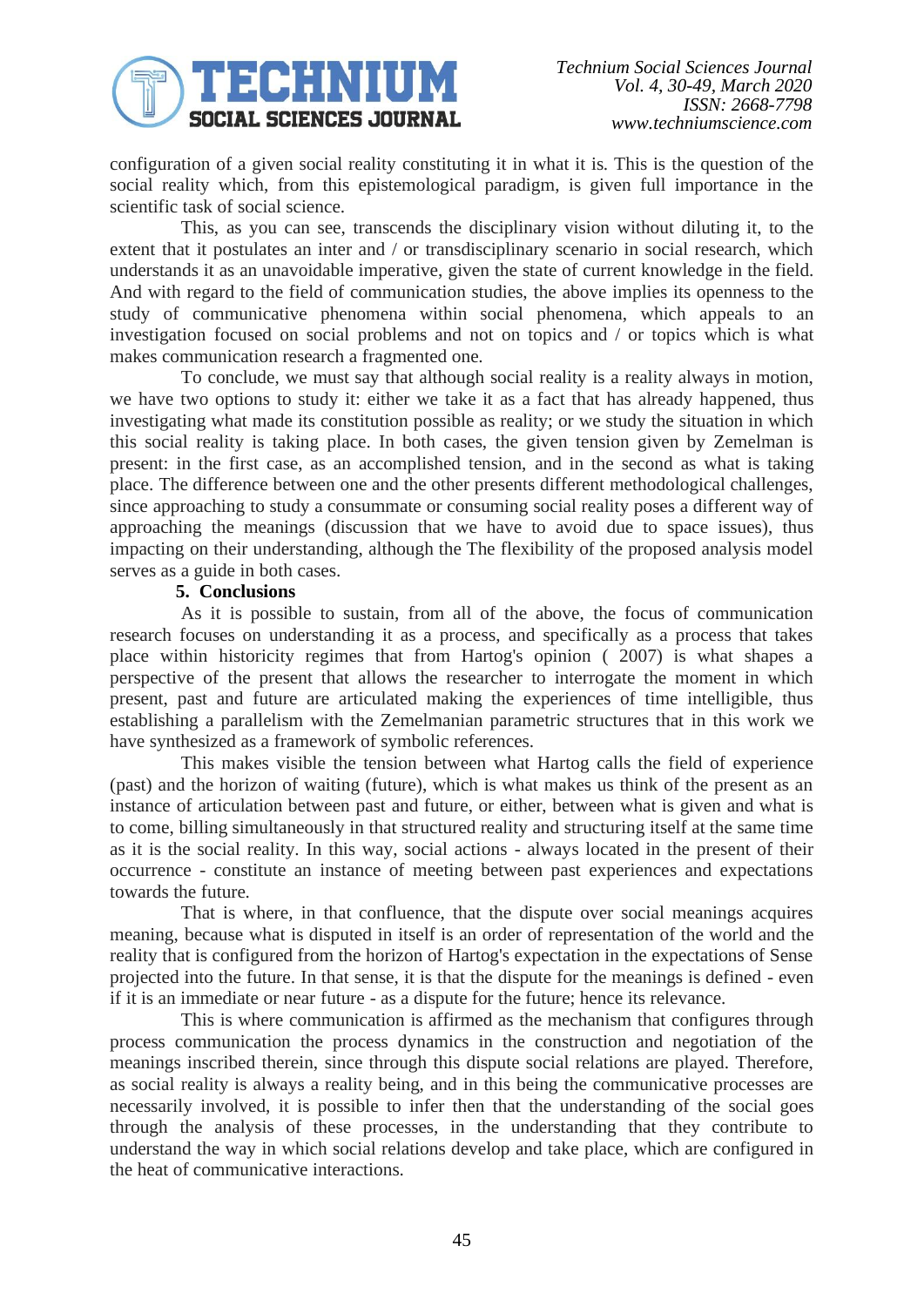configuration of a given social reality constituting it in what it is. This is the question of the social reality which, from this epistemological paradigm, is given full importance in the scientific task of social science.

This, as you can see, transcends the disciplinary vision without diluting it, to the extent that it postulates an inter and / or transdisciplinary scenario in social research, which understands it as an unavoidable imperative, given the state of current knowledge in the field. And with regard to the field of communication studies, the above implies its openness to the study of communicative phenomena within social phenomena, which appeals to an investigation focused on social problems and not on topics and / or topics which is what makes communication research a fragmented one.

To conclude, we must say that although social reality is a reality always in motion, we have two options to study it: either we take it as a fact that has already happened, thus investigating what made its constitution possible as reality; or we study the situation in which this social reality is taking place. In both cases, the given tension given by Zemelman is present: in the first case, as an accomplished tension, and in the second as what is taking place. The difference between one and the other presents different methodological challenges, since approaching to study a consummate or consuming social reality poses a different way of approaching the meanings (discussion that we have to avoid due to space issues), thus impacting on their understanding, although the The flexibility of the proposed analysis model serves as a guide in both cases.

## 5. Conclusions

As it is possible to sustain, from all of the above, the focus of communication research focuses on understanding it as a process, and specifically as a process that takes place within historicity regimes that from Hartog's opinion ( 2007) is what shapes a perspective of the present that allows the researcher to interrogate the moment in which present, past and future are articulated making the experiences of time intelligible, thus establishing a parallelism with the Zemelmanian parametric structures that in this work we have synthesized as a framework of symbolic references.

This makes visible the tension between what Hartog calls the field of experience (past) and the horizon of waiting (future), which is what makes us think of the present as an instance of articulation between past and future, or either, between what is given and what is to come, billing simultaneously in that structured reality and structuring itself at the same time as it is the social reality. In this way, social actions - always located in the present of their occurrence - constitute an instance of meeting between past experiences and expectations towards the future.

That is where, in that confluence, that the dispute over social meanings acquires meaning, because what is disputed in itself is an order of representation of the world and the reality that is configured from the horizon of Hartog's expectation in the expectations of Sense projected into the future. In that sense, it is that the dispute for the meanings is defined - even if it is an immediate or near future - as a dispute for the future; hence its relevance.

This is where communication is affirmed as the mechanism that configures through process communication the process dynamics in the construction and negotiation of the meanings inscribed therein, since through this dispute social relations are played. Therefore, as social reality is always a reality being, and in this being the communicative processes are necessarily involved, it is possible to infer then that the understanding of the social goes through the analysis of these processes, in the understanding that they contribute to understand the way in which social relations develop and take place, which are configured in the heat of communicative interactions.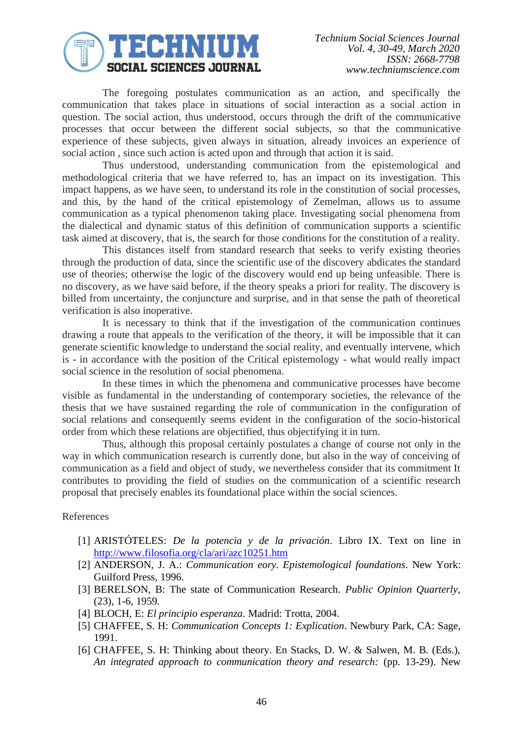The foregoing postulates communication as an action, and specifically the communication that takes place in situations of social interaction as a social action in question. The social action, thus understood, occurs through the drift of the communicative processes that occur between the different social subjects, so that the communicative experience of these subjects, given always in situation, already invoices an experience of social action , since such action is acted upon and through that action it is said.

Thus understood, understanding communication from the epistemological and methodological criteria that we have referred to, has an impact on its investigation. This impact happens, as we have seen, to understand its role in the constitution of social processes, and this, by the hand of the critical epistemology of Zemelman, allows us to assume communication as a typical phenomenon taking place. Investigating social phenomena from the dialectical and dynamic status of this definition of communication supports a scientific task aimed at discovery, that is, the search for those conditions for the constitution of a reality.

This distances itself from standard research that seeks to verify existing theories through the production of data, since the scientific use of the discovery abdicates the standard use of theories; otherwise the logic of the discovery would end up being unfeasible. There is no discovery, as we have said before, if the theory speaks a priori for reality. The discovery is billed from uncertainty, the conjuncture and surprise, and in that sense the path of theoretical verification is also inoperative.

It is necessary to think that if the investigation of the communication continues drawing a route that appeals to the verification of the theory, it will be impossible that it can generate scientific knowledge to understand the social reality, and eventually intervene, which is - in accordance with the position of the Critical epistemology - what would really impact social science in the resolution of social phenomena.

In these times in which the phenomena and communicative processes have become visible as fundamental in the understanding of contemporary societies, the relevance of the thesis that we have sustained regarding the role of communication in the configuration of social relations and consequently seems evident in the configuration of the socio-historical order from which these relations are objectified, thus objectifying it in turn.

Thus, although this proposal certainly postulates a change of course not only in the way in which communication research is currently done, but also in the way of conceiving of communication as a field and object of study, we nevertheless consider that its commitment It contributes to providing the field of studies on the communication of a scientific research proposal that precisely enables its foundational place within the social sciences.

References

[1] ARISTÓTELES: *De la potencia y de la privación*. Libro IX. Text on line in http://www.filosofia.org/cla/ari/azc10251.htm

[2] ANDERSON, J. A.: *Communication eory. Epistemological foundations*. New York: Guilford Press, 1996.

[3] BERELSON, B: The state of Communication Research. *Public Opinion Quarterly*, (23), 1-6, 1959.

[4] BLOCH, E: *El principio esperanza*. Madrid: Trotta, 2004.

[5] CHAFFEE, S. H: *Communication Concepts 1: Explication*. Newbury Park, CA: Sage, 1991.

[6] CHAFFEE, S. H: Thinking about theory. En Stacks, D. W. & Salwen, M. B. (Eds.), *An integrated approach to communication theory and research:* (pp. 13-29). New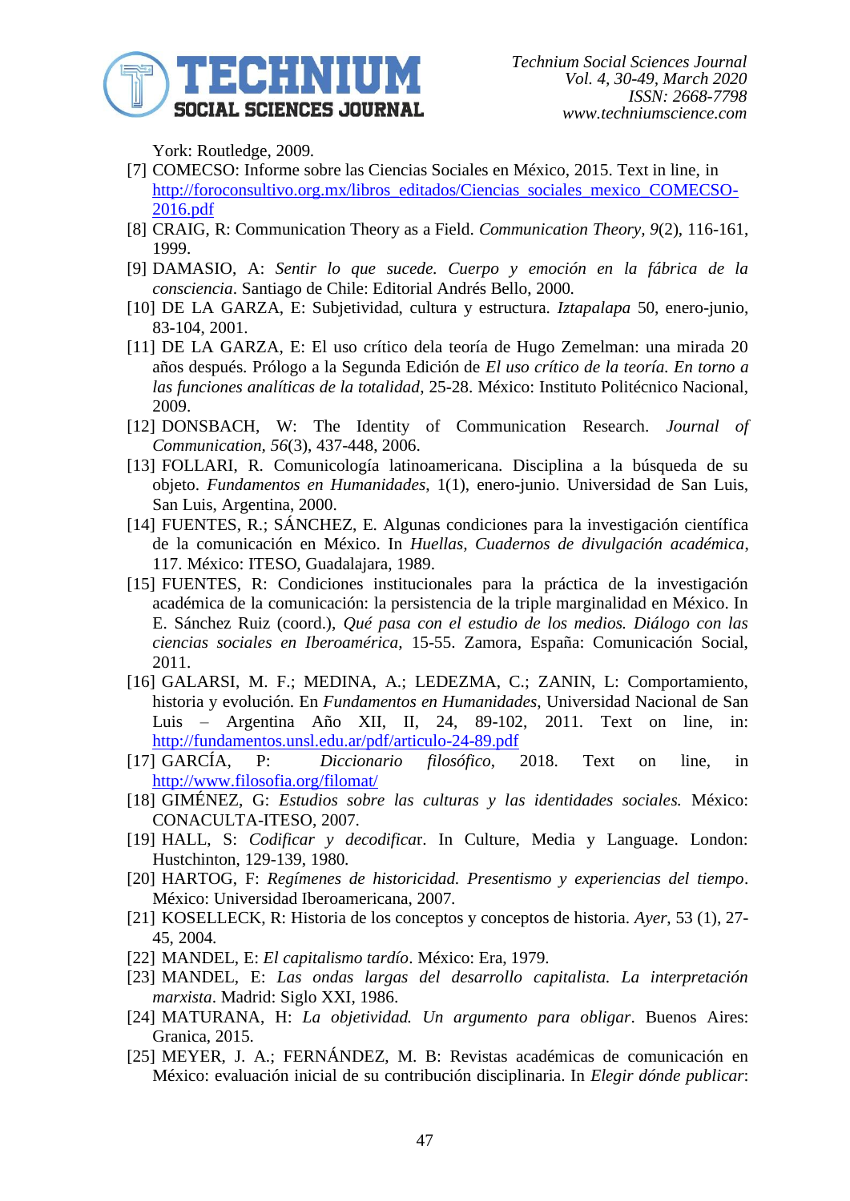York: Routledge, 2009.

[7] COMECSO: Informe sobre las Ciencias Sociales en México, 2015. Text in line, in http://foroconsultivo.org.mx/libros_editados/Ciencias_sociales_mexico_COMECSO-2016.pdf

[8] CRAIG, R: Communication Theory as a Field. *Communication Theory*, *9*(2), 116-161, 1999.

[9] DAMASIO, A: *Sentir lo que sucede. Cuerpo y emoción en la fábrica de la consciencia*. Santiago de Chile: Editorial Andrés Bello, 2000.

[10] DE LA GARZA, E: Subjetividad, cultura y estructura. *Iztapalapa* 50, enero-junio, 83-104, 2001.

[11] DE LA GARZA, E: El uso crítico dela teoría de Hugo Zemelman: una mirada 20 años después. Prólogo a la Segunda Edición de *El uso crítico de la teoría. En torno a las funciones analíticas de la totalidad*, 25-28. México: Instituto Politécnico Nacional, 2009.

[12] DONSBACH, W: The Identity of Communication Research. *Journal of Communication*, *56*(3), 437-448, 2006.

[13] FOLLARI, R. Comunicología latinoamericana. Disciplina a la búsqueda de su objeto. *Fundamentos en Humanidades*, 1(1), enero-junio. Universidad de San Luis, San Luis, Argentina, 2000.

[14] FUENTES, R.; SÁNCHEZ, E. Algunas condiciones para la investigación científica de la comunicación en México. In *Huellas, Cuadernos de divulgación académica*, 117. México: ITESO, Guadalajara, 1989.

[15] FUENTES, R: Condiciones institucionales para la práctica de la investigación académica de la comunicación: la persistencia de la triple marginalidad en México. In E. Sánchez Ruiz (coord.), *Qué pasa con el estudio de los medios. Diálogo con las ciencias sociales en Iberoamérica*, 15-55. Zamora, España: Comunicación Social, 2011.

[16] GALARSI, M. F.; MEDINA, A.; LEDEZMA, C.; ZANIN, L: Comportamiento, historia y evolución. En *Fundamentos en Humanidades*, Universidad Nacional de San Luis – Argentina Año XII, II, 24, 89-102, 2011. Text on line, in: http://fundamentos.unsl.edu.ar/pdf/articulo-24-89.pdf

[17] GARCÍA, P: *Diccionario filosófico*, 2018. Text on line, in http://www.filosofia.org/filomat/

[18] GIMÉNEZ, G: *Estudios sobre las culturas y las identidades sociales.* México: CONACULTA-ITESO, 2007.

[19] HALL, S: *Codificar y decodificar*. In Culture, Media y Language. London: Hustchinton, 129-139, 1980.

[20] HARTOG, F: *Regímenes de historicidad. Presentismo y experiencias del tiempo*. México: Universidad Iberoamericana, 2007.

[21] KOSELLECK, R: Historia de los conceptos y conceptos de historia. *Ayer*, 53 (1), 27-45, 2004.

[22] MANDEL, E: *El capitalismo tardío*. México: Era, 1979.

[23] MANDEL, E: *Las ondas largas del desarrollo capitalista. La interpretación marxista*. Madrid: Siglo XXI, 1986.

[24] MATURANA, H: *La objetividad. Un argumento para obligar*. Buenos Aires: Granica, 2015.

[25] MEYER, J. A.; FERNÁNDEZ, M. B: Revistas académicas de comunicación en México: evaluación inicial de su contribución disciplinaria. In *Elegir dónde publicar*: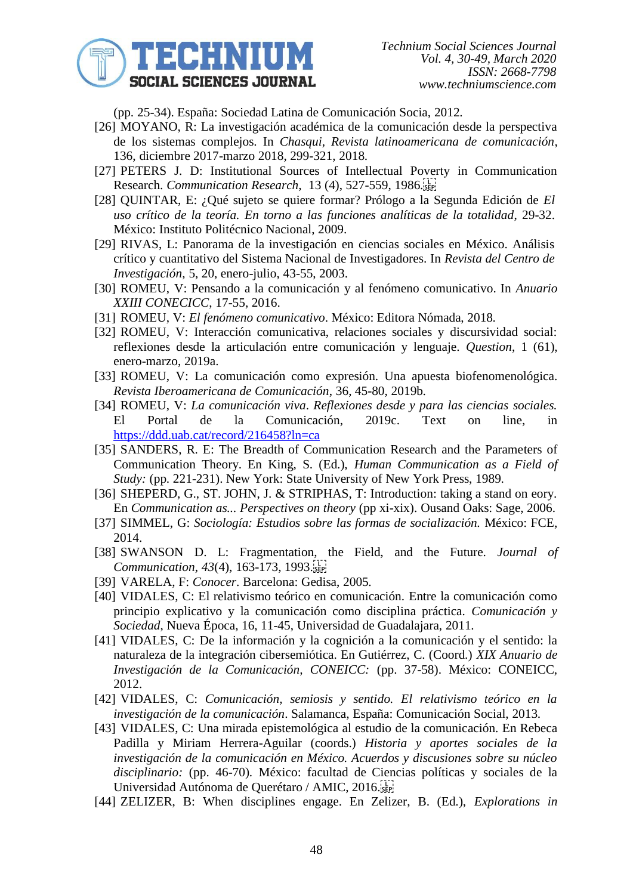(pp. 25-34). España: Sociedad Latina de Comunicación Socia, 2012.

[26] MOYANO, R: La investigación académica de la comunicación desde la perspectiva de los sistemas complejos. In *Chasqui, Revista latinoamericana de comunicación*, 136, diciembre 2017-marzo 2018, 299-321, 2018.

[27] PETERS J. D: Institutional Sources of Intellectual Poverty in Communication Research. *Communication Research*, 13 (4), 527-559, 1986.

[28] QUINTAR, E: ¿Qué sujeto se quiere formar? Prólogo a la Segunda Edición de *El uso crítico de la teoría. En torno a las funciones analíticas de la totalidad*, 29-32. México: Instituto Politécnico Nacional, 2009.

[29] RIVAS, L: Panorama de la investigación en ciencias sociales en México. Análisis crítico y cuantitativo del Sistema Nacional de Investigadores. In *Revista del Centro de Investigación*, 5, 20, enero-julio, 43-55, 2003.

[30] ROMEU, V: Pensando a la comunicación y al fenómeno comunicativo. In *Anuario XXIII CONECICC*, 17-55, 2016.

[31] ROMEU, V: *El fenómeno comunicativo*. México: Editora Nómada, 2018.

[32] ROMEU, V: Interacción comunicativa, relaciones sociales y discursividad social: reflexiones desde la articulación entre comunicación y lenguaje. *Question*, 1 (61), enero-marzo, 2019a.

[33] ROMEU, V: La comunicación como expresión. Una apuesta biofenomenológica. *Revista Iberoamericana de Comunicación*, 36, 45-80, 2019b.

[34] ROMEU, V: *La comunicación viva. Reflexiones desde y para las ciencias sociales.* El Portal de la Comunicación, 2019c. Text on line, in https://ddd.uab.cat/record/216458?ln=ca

[35] SANDERS, R. E: The Breadth of Communication Research and the Parameters of Communication Theory. En King, S. (Ed.), *Human Communication as a Field of Study:* (pp. 221-231). New York: State University of New York Press, 1989.

[36] SHEPERD, G., ST. JOHN, J. & STRIPHAS, T: Introduction: taking a stand on eory. En *Communication as... Perspectives on theory* (pp xi-xix). Ousand Oaks: Sage, 2006.

[37] SIMMEL, G: *Sociología: Estudios sobre las formas de socialización.* México: FCE, 2014.

[38] SWANSON D. L: Fragmentation, the Field, and the Future. *Journal of Communication*, *43*(4), 163-173, 1993.

[39] VARELA, F: *Conocer*. Barcelona: Gedisa, 2005.

[40] VIDALES, C: El relativismo teórico en comunicación. Entre la comunicación como principio explicativo y la comunicación como disciplina práctica. *Comunicación y Sociedad*, Nueva Época, 16, 11-45, Universidad de Guadalajara, 2011.

[41] VIDALES, C: De la información y la cognición a la comunicación y el sentido: la naturaleza de la integración cibersemiótica. En Gutiérrez, C. (Coord.) *XIX Anuario de Investigación de la Comunicación, CONEICC:* (pp. 37-58). México: CONEICC, 2012.

[42] VIDALES, C: *Comunicación, semiosis y sentido. El relativismo teórico en la investigación de la comunicación*. Salamanca, España: Comunicación Social, 2013.

[43] VIDALES, C: Una mirada epistemológica al estudio de la comunicación. En Rebeca Padilla y Miriam Herrera-Aguilar (coords.) *Historia y aportes sociales de la investigación de la comunicación en México. Acuerdos y discusiones sobre su núcleo disciplinario:* (pp. 46-70). México: facultad de Ciencias políticas y sociales de la Universidad Autónoma de Querétaro / AMIC, 2016.

[44] ZELIZER, B: When disciplines engage. En Zelizer, B. (Ed.), *Explorations in*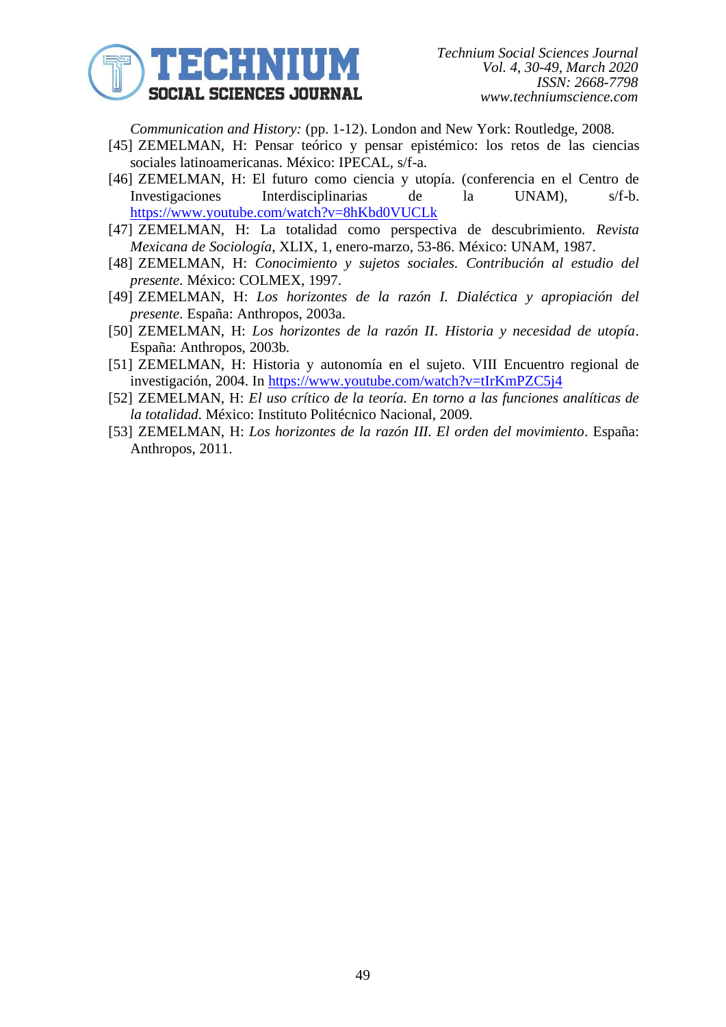*Communication and History:* (pp. 1-12). London and New York: Routledge, 2008.

[45] ZEMELMAN, H: Pensar teórico y pensar epistémico: los retos de las ciencias sociales latinoamericanas. México: IPECAL, s/f-a.

[46] ZEMELMAN, H: El futuro como ciencia y utopía. (conferencia en el Centro de Investigaciones Interdisciplinarias de la UNAM), s/f-b. https://www.youtube.com/watch?v=8hKbd0VUCLk

[47] ZEMELMAN, H: La totalidad como perspectiva de descubrimiento. *Revista Mexicana de Sociología*, XLIX, 1, enero-marzo, 53-86. México: UNAM, 1987.

[48] ZEMELMAN, H: *Conocimiento y sujetos sociales. Contribución al estudio del presente*. México: COLMEX, 1997.

[49] ZEMELMAN, H: *Los horizontes de la razón I. Dialéctica y apropiación del presente*. España: Anthropos, 2003a.

[50] ZEMELMAN, H: *Los horizontes de la razón II. Historia y necesidad de utopía*. España: Anthropos, 2003b.

[51] ZEMELMAN, H: Historia y autonomía en el sujeto. VIII Encuentro regional de investigación, 2004. In https://www.youtube.com/watch?v=tIrKmPZC5j4

[52] ZEMELMAN, H: *El uso crítico de la teoría. En torno a las funciones analíticas de la totalidad*. México: Instituto Politécnico Nacional, 2009.

[53] ZEMELMAN, H: *Los horizontes de la razón III. El orden del movimiento*. España: Anthropos, 2011.